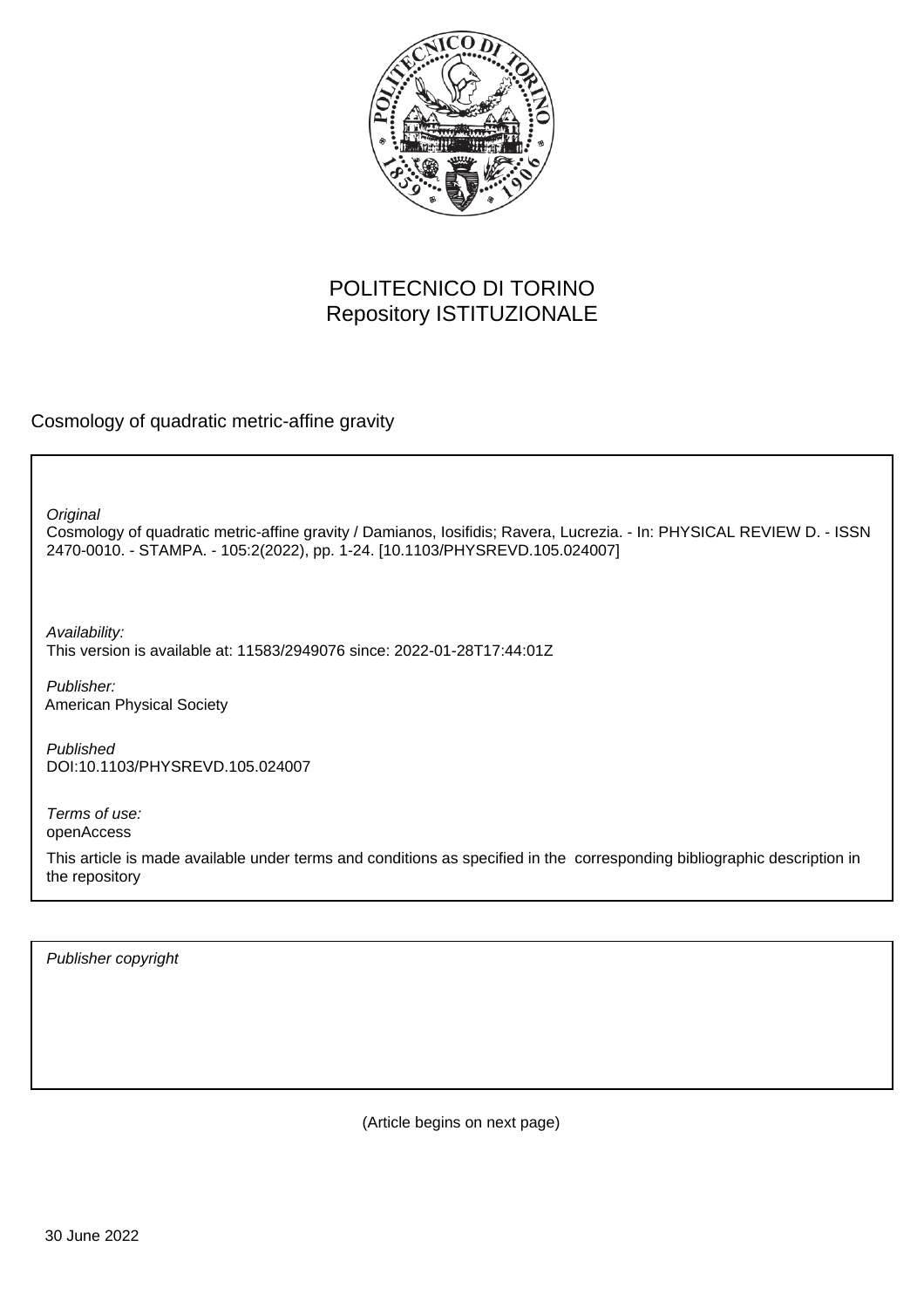POLITECNICO DI TORINO
Repository ISTITUZIONALE

Cosmology of quadratic metric-affine gravity

*Original*
Cosmology of quadratic metric-affine gravity / Damianos, Iosifidis; Ravera, Lucrezia. - In: PHYSICAL REVIEW D. - ISSN 2470-0010. - STAMPA. - 105:2(2022), pp. 1-24. [10.1103/PHYSREVD.105.024007]

*Availability:*
This version is available at: 11583/2949076 since: 2022-01-28T17:44:01Z

*Publisher:*
American Physical Society

*Published*
DOI:10.1103/PHYSREVD.105.024007

*Terms of use:*
openAccess

This article is made available under terms and conditions as specified in the corresponding bibliographic description in the repository

*Publisher copyright*

(Article begins on next page)

30 June 2022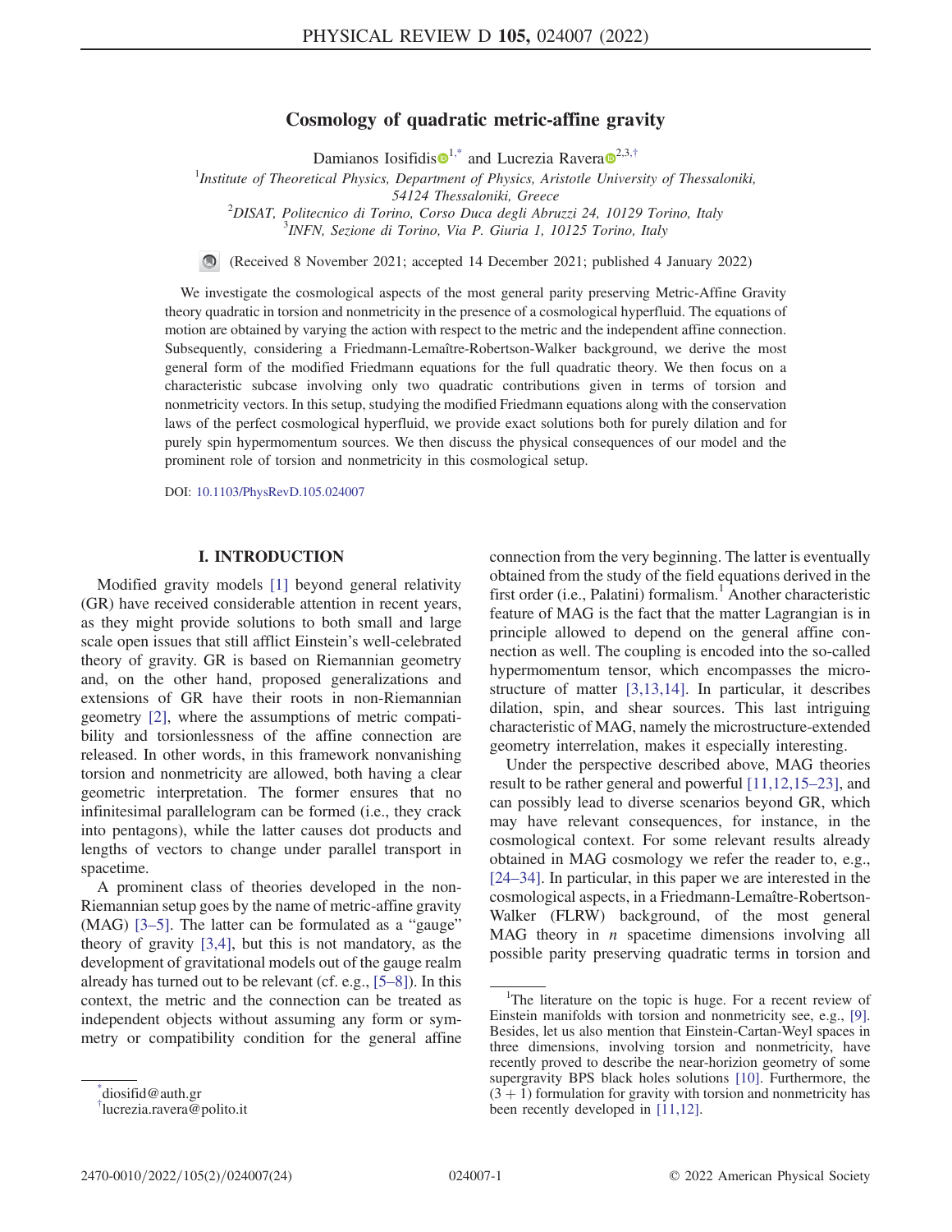# Cosmology of quadratic metric-affine gravity

Damianos Iosifidis[1,*] and Lucrezia Ravera[2,3,†]

[1]*Institute of Theoretical Physics, Department of Physics, Aristotle University of Thessaloniki, 54124 Thessaloniki, Greece*
[2]*DISAT, Politecnico di Torino, Corso Duca degli Abruzzi 24, 10129 Torino, Italy*
[3]*INFN, Sezione di Torino, Via P. Giuria 1, 10125 Torino, Italy*

(Received 8 November 2021; accepted 14 December 2021; published 4 January 2022)

We investigate the cosmological aspects of the most general parity preserving Metric-Affine Gravity theory quadratic in torsion and nonmetricity in the presence of a cosmological hyperfluid. The equations of motion are obtained by varying the action with respect to the metric and the independent affine connection. Subsequently, considering a Friedmann-Lemaître-Robertson-Walker background, we derive the most general form of the modified Friedmann equations for the full quadratic theory. We then focus on a characteristic subcase involving only two quadratic contributions given in terms of torsion and nonmetricity vectors. In this setup, studying the modified Friedmann equations along with the conservation laws of the perfect cosmological hyperfluid, we provide exact solutions both for purely dilation and for purely spin hypermomentum sources. We then discuss the physical consequences of our model and the prominent role of torsion and nonmetricity in this cosmological setup.

DOI: 10.1103/PhysRevD.105.024007

## I. INTRODUCTION

Modified gravity models [1] beyond general relativity (GR) have received considerable attention in recent years, as they might provide solutions to both small and large scale open issues that still afflict Einstein's well-celebrated theory of gravity. GR is based on Riemannian geometry and, on the other hand, proposed generalizations and extensions of GR have their roots in non-Riemannian geometry [2], where the assumptions of metric compatibility and torsionlessness of the affine connection are released. In other words, in this framework nonvanishing torsion and nonmetricity are allowed, both having a clear geometric interpretation. The former ensures that no infinitesimal parallelogram can be formed (i.e., they crack into pentagons), while the latter causes dot products and lengths of vectors to change under parallel transport in spacetime.

A prominent class of theories developed in the non-Riemannian setup goes by the name of metric-affine gravity (MAG) [3–5]. The latter can be formulated as a "gauge" theory of gravity [3,4], but this is not mandatory, as the development of gravitational models out of the gauge realm already has turned out to be relevant (cf. e.g., [5–8]). In this context, the metric and the connection can be treated as independent objects without assuming any form or symmetry or compatibility condition for the general affine connection from the very beginning. The latter is eventually obtained from the study of the field equations derived in the first order (i.e., Palatini) formalism.[1] Another characteristic feature of MAG is the fact that the matter Lagrangian is in principle allowed to depend on the general affine connection as well. The coupling is encoded into the so-called hypermomentum tensor, which encompasses the microstructure of matter [3,13,14]. In particular, it describes dilation, spin, and shear sources. This last intriguing characteristic of MAG, namely the microstructure-extended geometry interrelation, makes it especially interesting.

Under the perspective described above, MAG theories result to be rather general and powerful [11,12,15–23], and can possibly lead to diverse scenarios beyond GR, which may have relevant consequences, for instance, in the cosmological context. For some relevant results already obtained in MAG cosmology we refer the reader to, e.g., [24–34]. In particular, in this paper we are interested in the cosmological aspects, in a Friedmann-Lemaître-Robertson-Walker (FLRW) background, of the most general MAG theory in $n$ spacetime dimensions involving all possible parity preserving quadratic terms in torsion and

---

[*] diosifid@auth.gr
[†] lucrezia.ravera@polito.it

[1] The literature on the topic is huge. For a recent review of Einstein manifolds with torsion and nonmetricity see, e.g., [9]. Besides, let us also mention that Einstein-Cartan-Weyl spaces in three dimensions, involving torsion and nonmetricity, have recently proved to describe the near-horizion geometry of some supergravity BPS black holes solutions [10]. Furthermore, the $(3+1)$ formulation for gravity with torsion and nonmetricity has been recently developed in [11,12].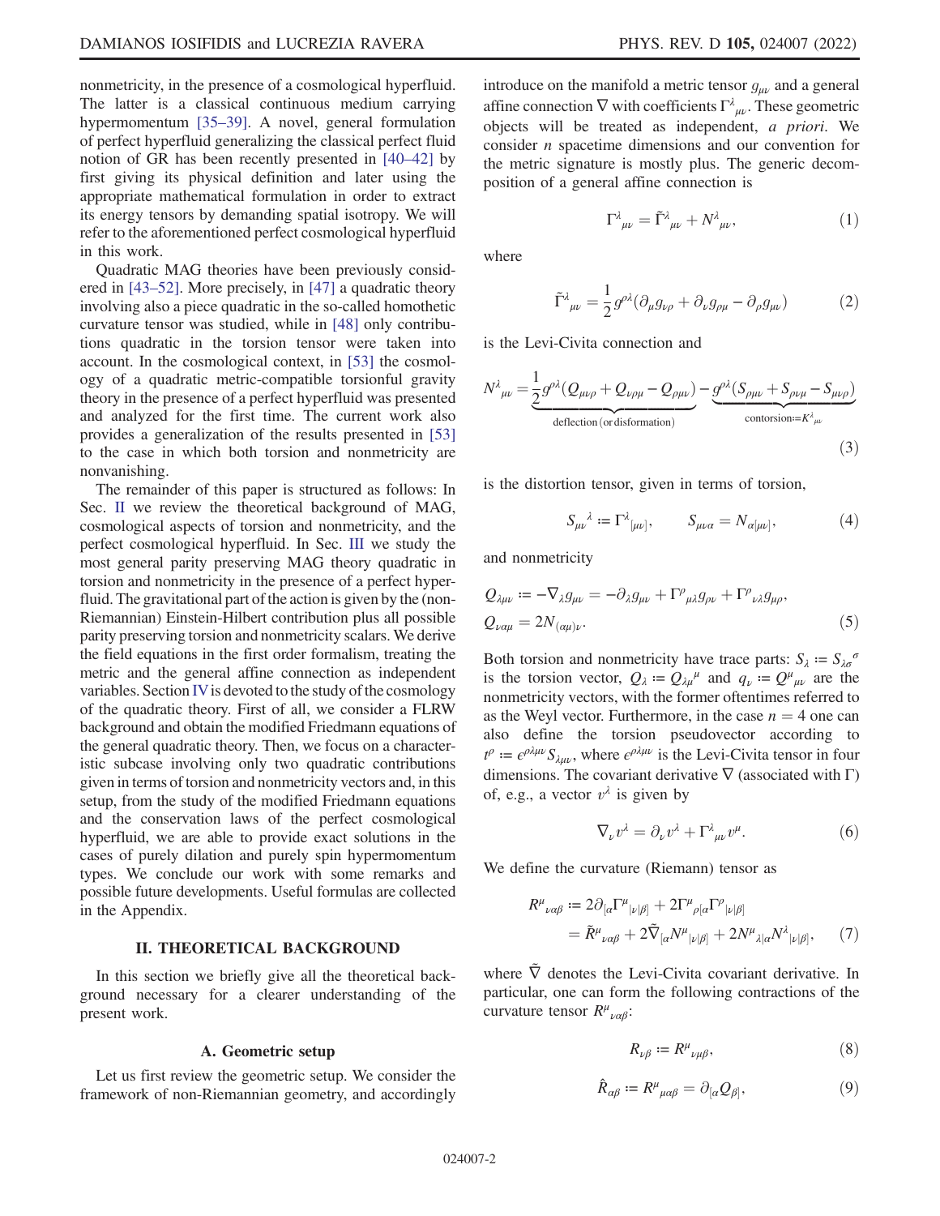nonmetricity, in the presence of a cosmological hyperfluid. The latter is a classical continuous medium carrying hypermomentum [35–39]. A novel, general formulation of perfect hyperfluid generalizing the classical perfect fluid notion of GR has been recently presented in [40–42] by first giving its physical definition and later using the appropriate mathematical formulation in order to extract its energy tensors by demanding spatial isotropy. We will refer to the aforementioned perfect cosmological hyperfluid in this work.

Quadratic MAG theories have been previously considered in [43–52]. More precisely, in [47] a quadratic theory involving also a piece quadratic in the so-called homothetic curvature tensor was studied, while in [48] only contributions quadratic in the torsion tensor were taken into account. In the cosmological context, in [53] the cosmology of a quadratic metric-compatible torsionful gravity theory in the presence of a perfect hyperfluid was presented and analyzed for the first time. The current work also provides a generalization of the results presented in [53] to the case in which both torsion and nonmetricity are nonvanishing.

The remainder of this paper is structured as follows: In Sec. II we review the theoretical background of MAG, cosmological aspects of torsion and nonmetricity, and the perfect cosmological hyperfluid. In Sec. III we study the most general parity preserving MAG theory quadratic in torsion and nonmetricity in the presence of a perfect hyperfluid. The gravitational part of the action is given by the (non-Riemannian) Einstein-Hilbert contribution plus all possible parity preserving torsion and nonmetricity scalars. We derive the field equations in the first order formalism, treating the metric and the general affine connection as independent variables. Section IV is devoted to the study of the cosmology of the quadratic theory. First of all, we consider a FLRW background and obtain the modified Friedmann equations of the general quadratic theory. Then, we focus on a characteristic subcase involving only two quadratic contributions given in terms of torsion and nonmetricity vectors and, in this setup, from the study of the modified Friedmann equations and the conservation laws of the perfect cosmological hyperfluid, we are able to provide exact solutions in the cases of purely dilation and purely spin hypermomentum types. We conclude our work with some remarks and possible future developments. Useful formulas are collected in the Appendix.

## II. THEORETICAL BACKGROUND

In this section we briefly give all the theoretical background necessary for a clearer understanding of the present work.

### A. Geometric setup

Let us first review the geometric setup. We consider the framework of non-Riemannian geometry, and accordingly introduce on the manifold a metric tensor $g_{\mu\nu}$ and a general affine connection $\nabla$ with coefficients $\Gamma^{\lambda}{}_{\mu\nu}$. These geometric objects will be treated as independent, *a priori*. We consider $n$ spacetime dimensions and our convention for the metric signature is mostly plus. The generic decomposition of a general affine connection is

$$\Gamma^{\lambda}{}_{\mu\nu} = \tilde{\Gamma}^{\lambda}{}_{\mu\nu} + N^{\lambda}{}_{\mu\nu}, \tag{1}$$

where

$$\tilde{\Gamma}^{\lambda}{}_{\mu\nu} = \frac{1}{2} g^{\rho\lambda}(\partial_{\mu} g_{\nu\rho} + \partial_{\nu} g_{\rho\mu} - \partial_{\rho} g_{\mu\nu}) \tag{2}$$

is the Levi-Civita connection and

$$N^{\lambda}{}_{\mu\nu} = \underbrace{\frac{1}{2} g^{\rho\lambda}(Q_{\mu\nu\rho} + Q_{\nu\rho\mu} - Q_{\rho\mu\nu})}_{\text{deflection (or disformation)}} - \underbrace{g^{\rho\lambda}(S_{\rho\mu\nu} + S_{\rho\nu\mu} - S_{\mu\nu\rho})}_{\text{contorsion}:=K^{\lambda}{}_{\mu\nu}} \tag{3}$$

is the distortion tensor, given in terms of torsion,

$$S_{\mu\nu}{}^{\lambda} := \Gamma^{\lambda}{}_{[\mu\nu]}, \qquad S_{\mu\nu\alpha} = N_{\alpha[\mu\nu]}, \tag{4}$$

and nonmetricity

$$\begin{aligned} Q_{\lambda\mu\nu} &:= -\nabla_{\lambda} g_{\mu\nu} = -\partial_{\lambda} g_{\mu\nu} + \Gamma^{\rho}{}_{\mu\lambda} g_{\rho\nu} + \Gamma^{\rho}{}_{\nu\lambda} g_{\mu\rho}, \\ Q_{\nu\alpha\mu} &= 2N_{(\alpha\mu)\nu}. \end{aligned} \tag{5}$$

Both torsion and nonmetricity have trace parts: $S_{\lambda} := S_{\lambda\sigma}{}^{\sigma}$ is the torsion vector, $Q_{\lambda} := Q_{\lambda\mu}{}^{\mu}$ and $q_{\nu} := Q^{\mu}{}_{\mu\nu}$ are the nonmetricity vectors, with the former oftentimes referred to as the Weyl vector. Furthermore, in the case $n = 4$ one can also define the torsion pseudovector according to $t^{\rho} := \epsilon^{\rho\lambda\mu\nu} S_{\lambda\mu\nu}$, where $\epsilon^{\rho\lambda\mu\nu}$ is the Levi-Civita tensor in four dimensions. The covariant derivative $\nabla$ (associated with $\Gamma$) of, e.g., a vector $v^{\lambda}$ is given by

$$\nabla_{\nu} v^{\lambda} = \partial_{\nu} v^{\lambda} + \Gamma^{\lambda}{}_{\mu\nu} v^{\mu}. \tag{6}$$

We define the curvature (Riemann) tensor as

$$\begin{aligned} R^{\mu}{}_{\nu\alpha\beta} &:= 2\partial_{[\alpha}\Gamma^{\mu}{}_{|\nu|\beta]} + 2\Gamma^{\mu}{}_{\rho[\alpha}\Gamma^{\rho}{}_{|\nu|\beta]} \\ &= \tilde{R}^{\mu}{}_{\nu\alpha\beta} + 2\tilde{\nabla}_{[\alpha} N^{\mu}{}_{|\nu|\beta]} + 2N^{\mu}{}_{\lambda|\alpha} N^{\lambda}{}_{|\nu|\beta]}, \end{aligned} \tag{7}$$

where $\tilde{\nabla}$ denotes the Levi-Civita covariant derivative. In particular, one can form the following contractions of the curvature tensor $R^{\mu}{}_{\nu\alpha\beta}$:

$$R_{\nu\beta} := R^{\mu}{}_{\nu\mu\beta}, \tag{8}$$

$$\hat{R}_{\alpha\beta} := R^{\mu}{}_{\mu\alpha\beta} = \partial_{[\alpha} Q_{\beta]}, \tag{9}$$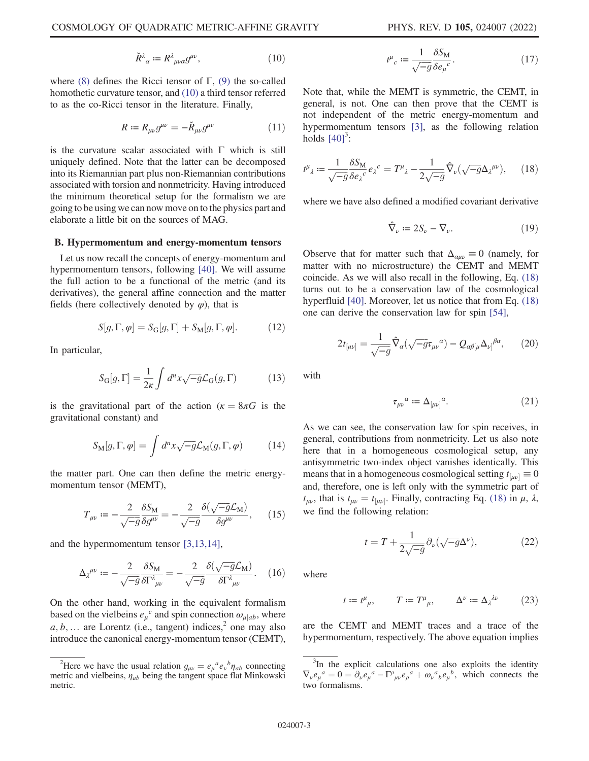$$\check{R}^{\lambda}{}_{\alpha} := R^{\lambda}{}_{\mu\nu\alpha} g^{\mu\nu}, \tag{10}$$

where (8) defines the Ricci tensor of $\Gamma$, (9) the so-called homothetic curvature tensor, and (10) a third tensor referred to as the co-Ricci tensor in the literature. Finally,

$$R := R_{\mu\nu} g^{\mu\nu} = -\check{R}_{\mu\nu} g^{\mu\nu} \tag{11}$$

is the curvature scalar associated with $\Gamma$ which is still uniquely defined. Note that the latter can be decomposed into its Riemannian part plus non-Riemannian contributions associated with torsion and nonmetricity. Having introduced the minimum theoretical setup for the formalism we are going to be using we can now move on to the physics part and elaborate a little bit on the sources of MAG.

### B. Hypermomentum and energy-momentum tensors

Let us now recall the concepts of energy-momentum and hypermomentum tensors, following [40]. We will assume the full action to be a functional of the metric (and its derivatives), the general affine connection and the matter fields (here collectively denoted by $\varphi$), that is

$$S[g,\Gamma,\varphi] = S_{\mathrm{G}}[g,\Gamma] + S_{\mathrm{M}}[g,\Gamma,\varphi]. \tag{12}$$

In particular,

$$S_{\mathrm{G}}[g,\Gamma] = \frac{1}{2\kappa}\int d^n x \sqrt{-g}\mathcal{L}_{\mathrm{G}}(g,\Gamma) \tag{13}$$

is the gravitational part of the action ($\kappa = 8\pi G$ is the gravitational constant) and

$$S_{\mathrm{M}}[g,\Gamma,\varphi] = \int d^n x \sqrt{-g}\mathcal{L}_{\mathrm{M}}(g,\Gamma,\varphi) \tag{14}$$

the matter part. One can then define the metric energy-momentum tensor (MEMT),

$$T_{\mu\nu} := -\frac{2}{\sqrt{-g}}\frac{\delta S_{\mathrm{M}}}{\delta g^{\mu\nu}} = -\frac{2}{\sqrt{-g}}\frac{\delta(\sqrt{-g}\mathcal{L}_{\mathrm{M}})}{\delta g^{\mu\nu}}, \tag{15}$$

and the hypermomentum tensor [3,13,14],

$$\Delta_{\lambda}{}^{\mu\nu} := -\frac{2}{\sqrt{-g}}\frac{\delta S_{\mathrm{M}}}{\delta \Gamma^{\lambda}{}_{\mu\nu}} = -\frac{2}{\sqrt{-g}}\frac{\delta(\sqrt{-g}\mathcal{L}_{\mathrm{M}})}{\delta \Gamma^{\lambda}{}_{\mu\nu}}. \tag{16}$$

On the other hand, working in the equivalent formalism based on the vielbeins $e_{\mu}{}^{c}$ and spin connection $\omega_{\mu|ab}$, where $a, b, \ldots$ are Lorentz (i.e., tangent) indices,[2] one may also introduce the canonical energy-momentum tensor (CEMT),

$$t^{\mu}{}_{c} := \frac{1}{\sqrt{-g}}\frac{\delta S_{\mathrm{M}}}{\delta e_{\mu}{}^{c}}. \tag{17}$$

Note that, while the MEMT is symmetric, the CEMT, in general, is not. One can then prove that the CEMT is not independent of the metric energy-momentum and hypermomentum tensors [3], as the following relation holds [40][3]:

$$t^{\mu}{}_{\lambda} := \frac{1}{\sqrt{-g}}\frac{\delta S_{\mathrm{M}}}{\delta e_{\mu}{}^{c}} e_{\lambda}{}^{c} = T^{\mu}{}_{\lambda} - \frac{1}{2\sqrt{-g}}\hat{\nabla}_{\nu}(\sqrt{-g}\Delta_{\lambda}{}^{\mu\nu}), \tag{18}$$

where we have also defined a modified covariant derivative

$$\hat{\nabla}_{\nu} := 2S_{\nu} - \nabla_{\nu}. \tag{19}$$

Observe that for matter such that $\Delta_{\alpha\mu\nu} \equiv 0$ (namely, for matter with no microstructure) the CEMT and MEMT coincide. As we will also recall in the following, Eq. (18) turns out to be a conservation law of the cosmological hyperfluid [40]. Moreover, let us notice that from Eq. (18) one can derive the conservation law for spin [54],

$$2t_{[\mu\nu]} = \frac{1}{\sqrt{-g}}\hat{\nabla}_{\alpha}(\sqrt{-g}\tau_{\mu\nu}{}^{\alpha}) - Q_{\alpha\beta[\mu}\Delta_{\nu]}{}^{\beta\alpha}, \tag{20}$$

with

$$\tau_{\mu\nu}{}^{\alpha} := \Delta_{[\mu\nu]}{}^{\alpha}. \tag{21}$$

As we can see, the conservation law for spin receives, in general, contributions from nonmetricity. Let us also note here that in a homogeneous cosmological setup, any antisymmetric two-index object vanishes identically. This means that in a homogeneous cosmological setting $t_{[\mu\nu]} \equiv 0$ and, therefore, one is left only with the symmetric part of $t_{\mu\nu}$, that is $t_{\mu\nu} = t_{(\mu\nu)}$. Finally, contracting Eq. (18) in $\mu$, $\lambda$, we find the following relation:

$$t = T + \frac{1}{2\sqrt{-g}}\partial_{\nu}(\sqrt{-g}\Delta^{\nu}), \tag{22}$$

where

$$t := t^{\mu}{}_{\mu}, \qquad T := T^{\mu}{}_{\mu}, \qquad \Delta^{\nu} := \Delta_{\lambda}{}^{\lambda\nu} \tag{23}$$

are the CEMT and MEMT traces and a trace of the hypermomentum, respectively. The above equation implies

---

[2] Here we have the usual relation $g_{\mu\nu} = e_{\mu}{}^{a} e_{\nu}{}^{b} \eta_{ab}$ connecting metric and vielbeins, $\eta_{ab}$ being the tangent space flat Minkowski metric.

[3] In the explicit calculations one also exploits the identity $\nabla_{\nu} e_{\mu}{}^{a} = 0 = \partial_{\nu} e_{\mu}{}^{a} - \Gamma^{\rho}{}_{\mu\nu} e_{\rho}{}^{a} + \omega_{\nu}{}^{a}{}_{b} e_{\mu}{}^{b}$, which connects the two formalisms.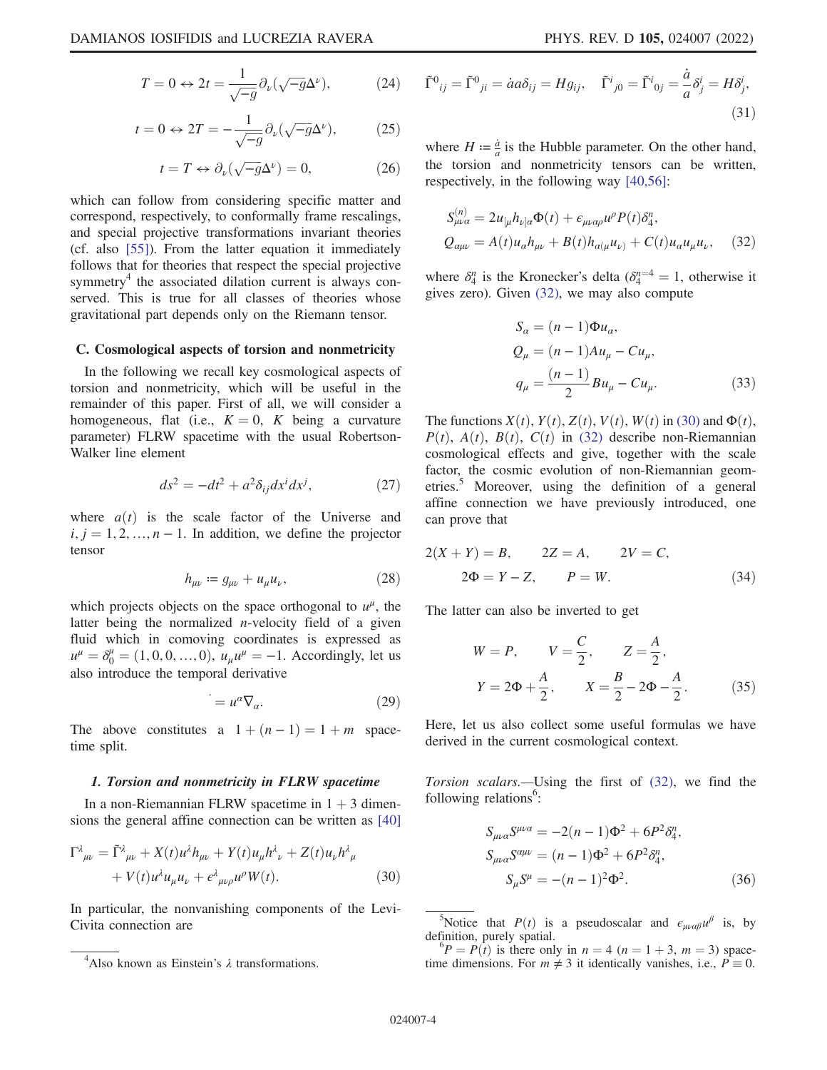$$T = 0 \leftrightarrow 2t = \frac{1}{\sqrt{-g}}\partial_\nu(\sqrt{-g}\Delta^\nu), \tag{24}$$

$$t = 0 \leftrightarrow 2T = -\frac{1}{\sqrt{-g}}\partial_\nu(\sqrt{-g}\Delta^\nu), \tag{25}$$

$$t = T \leftrightarrow \partial_\nu(\sqrt{-g}\Delta^\nu) = 0, \tag{26}$$

which can follow from considering specific matter and correspond, respectively, to conformally frame rescalings, and special projective transformations invariant theories (cf. also [55]). From the latter equation it immediately follows that for theories that respect the special projective symmetry[4] the associated dilation current is always conserved. This is true for all classes of theories whose gravitational part depends only on the Riemann tensor.

### C. Cosmological aspects of torsion and nonmetricity

In the following we recall key cosmological aspects of torsion and nonmetricity, which will be useful in the remainder of this paper. First of all, we will consider a homogeneous, flat (i.e., $K = 0$, $K$ being a curvature parameter) FLRW spacetime with the usual Robertson-Walker line element

$$ds^2 = -dt^2 + a^2\delta_{ij}dx^i dx^j, \tag{27}$$

where $a(t)$ is the scale factor of the Universe and $i, j = 1, 2, \ldots, n-1$. In addition, we define the projector tensor

$$h_{\mu\nu} := g_{\mu\nu} + u_\mu u_\nu, \tag{28}$$

which projects objects on the space orthogonal to $u^\mu$, the latter being the normalized $n$-velocity field of a given fluid which in comoving coordinates is expressed as $u^\mu = \delta^\mu_0 = (1, 0, 0, \ldots, 0)$, $u_\mu u^\mu = -1$. Accordingly, let us also introduce the temporal derivative

$$\dot{} = u^\alpha \nabla_\alpha. \tag{29}$$

The above constitutes a $1 + (n-1) = 1 + m$ spacetime split.

#### 1. Torsion and nonmetricity in FLRW spacetime

In a non-Riemannian FLRW spacetime in $1+3$ dimensions the general affine connection can be written as [40]

$$\Gamma^\lambda{}_{\mu\nu} = \tilde{\Gamma}^\lambda{}_{\mu\nu} + X(t)u^\lambda h_{\mu\nu} + Y(t)u_\mu h^\lambda{}_\nu + Z(t)u_\nu h^\lambda{}_\mu + V(t)u^\lambda u_\mu u_\nu + \epsilon^\lambda{}_{\mu\nu\rho}u^\rho W(t). \tag{30}$$

In particular, the nonvanishing components of the Levi-Civita connection are

$$\tilde{\Gamma}^0{}_{ij} = \tilde{\Gamma}^0{}_{ji} = \dot{a}a\delta_{ij} = Hg_{ij}, \quad \tilde{\Gamma}^i{}_{j0} = \tilde{\Gamma}^i{}_{0j} = \frac{\dot{a}}{a}\delta^i_j = H\delta^i_j, \tag{31}$$

where $H := \frac{\dot{a}}{a}$ is the Hubble parameter. On the other hand, the torsion and nonmetricity tensors can be written, respectively, in the following way [40,56]:

$$S^{(n)}_{\mu\nu\alpha} = 2u_{[\mu}h_{\nu]\alpha}\Phi(t) + \epsilon_{\mu\nu\alpha\rho}u^\rho P(t)\delta^n_4,$$
$$Q_{\alpha\mu\nu} = A(t)u_\alpha h_{\mu\nu} + B(t)h_{\alpha(\mu}u_{\nu)} + C(t)u_\alpha u_\mu u_\nu, \tag{32}$$

where $\delta^n_4$ is the Kronecker's delta ($\delta^{n=4}_4 = 1$, otherwise it gives zero). Given (32), we may also compute

$$S_\alpha = (n-1)\Phi u_\alpha,$$
$$Q_\mu = (n-1)Au_\mu - Cu_\mu,$$
$$q_\mu = \frac{(n-1)}{2}Bu_\mu - Cu_\mu. \tag{33}$$

The functions $X(t)$, $Y(t)$, $Z(t)$, $V(t)$, $W(t)$ in (30) and $\Phi(t)$, $P(t)$, $A(t)$, $B(t)$, $C(t)$ in (32) describe non-Riemannian cosmological effects and give, together with the scale factor, the cosmic evolution of non-Riemannian geometries.[5] Moreover, using the definition of a general affine connection we have previously introduced, one can prove that

$$2(X+Y) = B, \qquad 2Z = A, \qquad 2V = C,$$
$$2\Phi = Y - Z, \qquad P = W. \tag{34}$$

The latter can also be inverted to get

$$W = P, \qquad V = \frac{C}{2}, \qquad Z = \frac{A}{2},$$
$$Y = 2\Phi + \frac{A}{2}, \qquad X = \frac{B}{2} - 2\Phi - \frac{A}{2}. \tag{35}$$

Here, let us also collect some useful formulas we have derived in the current cosmological context.

*Torsion scalars.*—Using the first of (32), we find the following relations[6]:

$$S_{\mu\nu\alpha}S^{\mu\nu\alpha} = -2(n-1)\Phi^2 + 6P^2\delta^n_4,$$
$$S_{\mu\nu\alpha}S^{\alpha\mu\nu} = (n-1)\Phi^2 + 6P^2\delta^n_4,$$
$$S_\mu S^\mu = -(n-1)^2\Phi^2. \tag{36}$$

---

[4] Also known as Einstein's $\lambda$ transformations.

[5] Notice that $P(t)$ is a pseudoscalar and $\epsilon_{\mu\nu\alpha\beta}u^\beta$ is, by definition, purely spatial.

[6] $P = P(t)$ is there only in $n = 4$ ($n = 1+3$, $m = 3$) spacetime dimensions. For $m \neq 3$ it identically vanishes, i.e., $P \equiv 0$.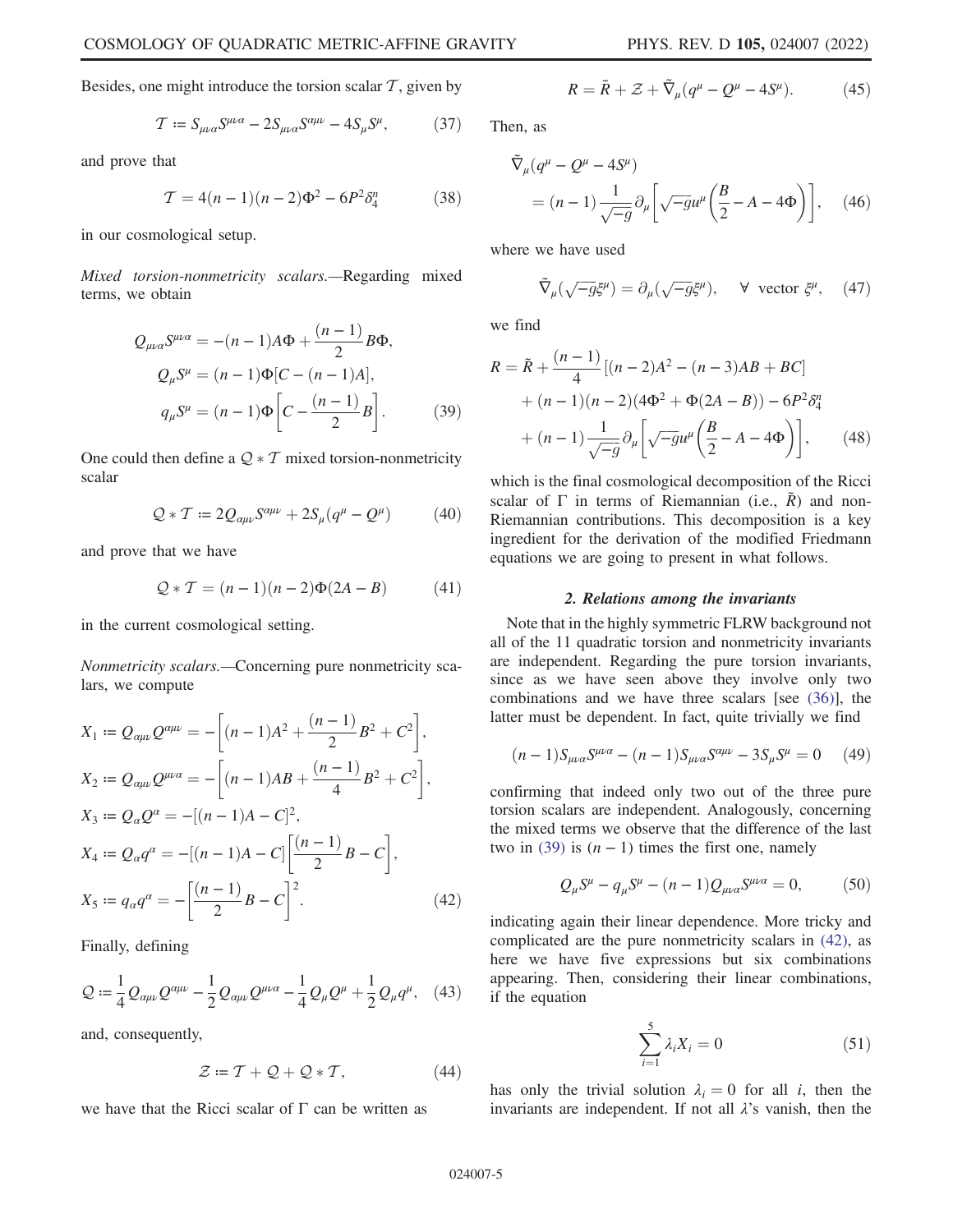Besides, one might introduce the torsion scalar $\mathcal{T}$, given by

$$\mathcal{T} := S_{\mu\nu\alpha}S^{\mu\nu\alpha} - 2S_{\mu\nu\alpha}S^{\alpha\mu\nu} - 4S_{\mu}S^{\mu}, \tag{37}$$

and prove that

$$\mathcal{T} = 4(n-1)(n-2)\Phi^2 - 6P^2\delta_4^n \tag{38}$$

in our cosmological setup.

*Mixed torsion-nonmetricity scalars.*—Regarding mixed terms, we obtain

$$\begin{aligned}
Q_{\mu\nu\alpha}S^{\mu\nu\alpha} &= -(n-1)A\Phi + \frac{(n-1)}{2}B\Phi, \\
Q_{\mu}S^{\mu} &= (n-1)\Phi[C-(n-1)A], \\
q_{\mu}S^{\mu} &= (n-1)\Phi\left[C - \frac{(n-1)}{2}B\right].
\end{aligned} \tag{39}$$

One could then define a $\mathcal{Q} * \mathcal{T}$ mixed torsion-nonmetricity scalar

$$\mathcal{Q} * \mathcal{T} := 2Q_{\alpha\mu\nu}S^{\alpha\mu\nu} + 2S_{\mu}(q^{\mu} - Q^{\mu}) \tag{40}$$

and prove that we have

$$\mathcal{Q} * \mathcal{T} = (n-1)(n-2)\Phi(2A-B) \tag{41}$$

in the current cosmological setting.

*Nonmetricity scalars.*—Concerning pure nonmetricity scalars, we compute

$$\begin{aligned}
X_1 &:= Q_{\alpha\mu\nu}Q^{\alpha\mu\nu} = -\left[(n-1)A^2 + \frac{(n-1)}{2}B^2 + C^2\right], \\
X_2 &:= Q_{\alpha\mu\nu}Q^{\mu\nu\alpha} = -\left[(n-1)AB + \frac{(n-1)}{4}B^2 + C^2\right], \\
X_3 &:= Q_{\alpha}Q^{\alpha} = -[(n-1)A - C]^2, \\
X_4 &:= Q_{\alpha}q^{\alpha} = -[(n-1)A - C]\left[\frac{(n-1)}{2}B - C\right], \\
X_5 &:= q_{\alpha}q^{\alpha} = -\left[\frac{(n-1)}{2}B - C\right]^2.
\end{aligned} \tag{42}$$

Finally, defining

$$\mathcal{Q} := \frac{1}{4}Q_{\alpha\mu\nu}Q^{\alpha\mu\nu} - \frac{1}{2}Q_{\alpha\mu\nu}Q^{\mu\nu\alpha} - \frac{1}{4}Q_{\mu}Q^{\mu} + \frac{1}{2}Q_{\mu}q^{\mu}, \tag{43}$$

and, consequently,

$$\mathcal{Z} := \mathcal{T} + \mathcal{Q} + \mathcal{Q} * \mathcal{T}, \tag{44}$$

we have that the Ricci scalar of $\Gamma$ can be written as

$$R = \tilde{R} + \mathcal{Z} + \tilde{\nabla}_{\mu}(q^{\mu} - Q^{\mu} - 4S^{\mu}). \tag{45}$$

Then, as

$$\tilde{\nabla}_{\mu}(q^{\mu} - Q^{\mu} - 4S^{\mu}) = (n-1)\frac{1}{\sqrt{-g}}\partial_{\mu}\left[\sqrt{-g}u^{\mu}\left(\frac{B}{2} - A - 4\Phi\right)\right], \tag{46}$$

where we have used

$$\tilde{\nabla}_{\mu}(\sqrt{-g}\xi^{\mu}) = \partial_{\mu}(\sqrt{-g}\xi^{\mu}), \quad \forall \text{ vector } \xi^{\mu}, \tag{47}$$

we find

$$\begin{aligned}
R = \tilde{R} &+ \frac{(n-1)}{4}[(n-2)A^2 - (n-3)AB + BC] \\
&+ (n-1)(n-2)(4\Phi^2 + \Phi(2A-B)) - 6P^2\delta_4^n \\
&+ (n-1)\frac{1}{\sqrt{-g}}\partial_{\mu}\left[\sqrt{-g}u^{\mu}\left(\frac{B}{2} - A - 4\Phi\right)\right],
\end{aligned} \tag{48}$$

which is the final cosmological decomposition of the Ricci scalar of $\Gamma$ in terms of Riemannian (i.e., $\tilde{R}$) and non-Riemannian contributions. This decomposition is a key ingredient for the derivation of the modified Friedmann equations we are going to present in what follows.

### 2. Relations among the invariants

Note that in the highly symmetric FLRW background not all of the 11 quadratic torsion and nonmetricity invariants are independent. Regarding the pure torsion invariants, since as we have seen above they involve only two combinations and we have three scalars [see (36)], the latter must be dependent. In fact, quite trivially we find

$$(n-1)S_{\mu\nu\alpha}S^{\mu\nu\alpha} - (n-1)S_{\mu\nu\alpha}S^{\alpha\mu\nu} - 3S_{\mu}S^{\mu} = 0 \tag{49}$$

confirming that indeed only two out of the three pure torsion scalars are independent. Analogously, concerning the mixed terms we observe that the difference of the last two in (39) is $(n-1)$ times the first one, namely

$$Q_{\mu}S^{\mu} - q_{\mu}S^{\mu} - (n-1)Q_{\mu\nu\alpha}S^{\mu\nu\alpha} = 0, \tag{50}$$

indicating again their linear dependence. More tricky and complicated are the pure nonmetricity scalars in (42), as here we have five expressions but six combinations appearing. Then, considering their linear combinations, if the equation

$$\sum_{i=1}^{5}\lambda_i X_i = 0 \tag{51}$$

has only the trivial solution $\lambda_i = 0$ for all $i$, then the invariants are independent. If not all $\lambda$'s vanish, then the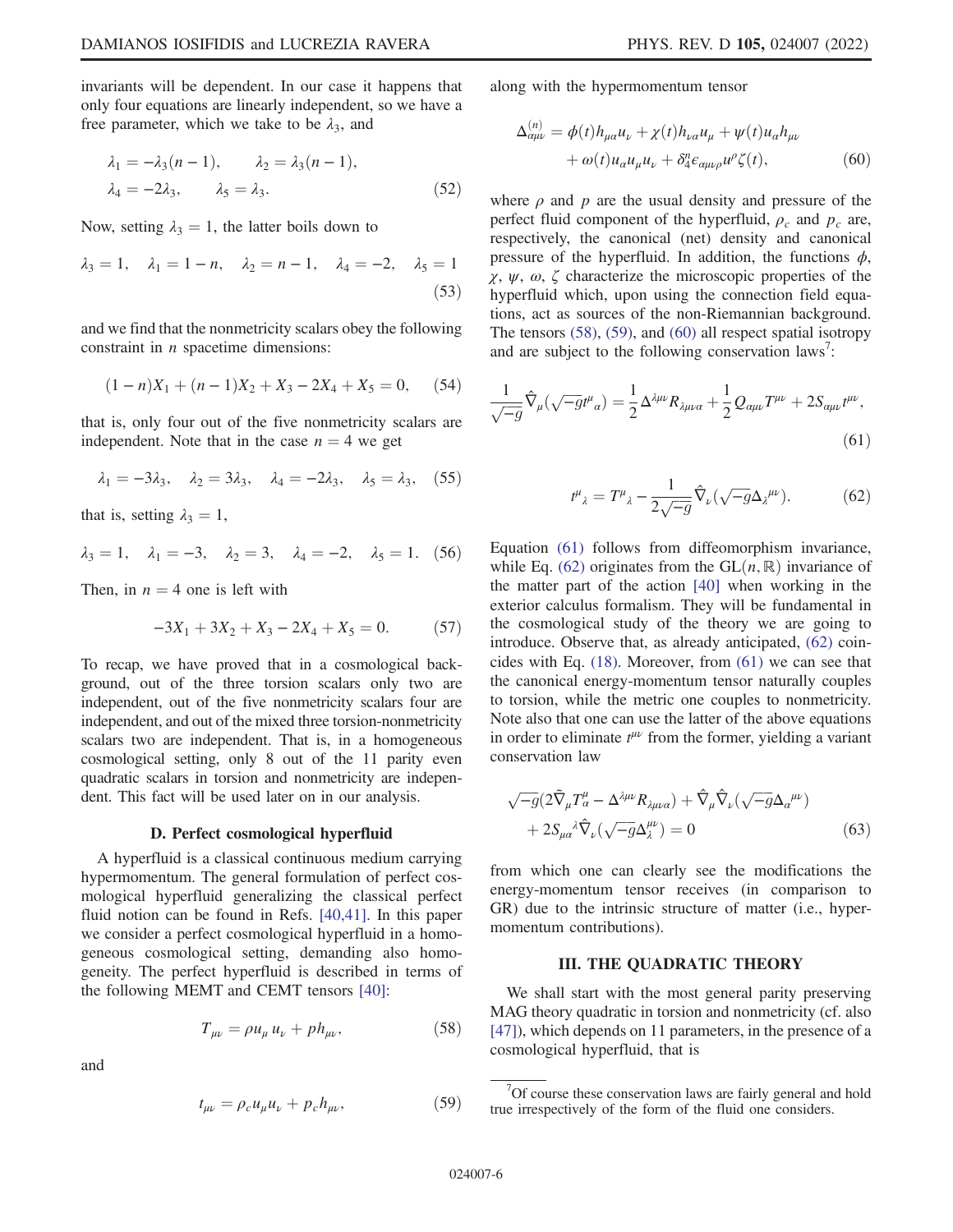invariants will be dependent. In our case it happens that only four equations are linearly independent, so we have a free parameter, which we take to be $\lambda_3$, and

$$\lambda_1 = -\lambda_3(n-1), \qquad \lambda_2 = \lambda_3(n-1),$$
$$\lambda_4 = -2\lambda_3, \qquad \lambda_5 = \lambda_3. \tag{52}$$

Now, setting $\lambda_3 = 1$, the latter boils down to

$$\lambda_3 = 1, \quad \lambda_1 = 1-n, \quad \lambda_2 = n-1, \quad \lambda_4 = -2, \quad \lambda_5 = 1 \tag{53}$$

and we find that the nonmetricity scalars obey the following constraint in $n$ spacetime dimensions:

$$(1-n)X_1 + (n-1)X_2 + X_3 - 2X_4 + X_5 = 0, \tag{54}$$

that is, only four out of the five nonmetricity scalars are independent. Note that in the case $n = 4$ we get

$$\lambda_1 = -3\lambda_3, \quad \lambda_2 = 3\lambda_3, \quad \lambda_4 = -2\lambda_3, \quad \lambda_5 = \lambda_3, \tag{55}$$

that is, setting $\lambda_3 = 1$,

$$\lambda_3 = 1, \quad \lambda_1 = -3, \quad \lambda_2 = 3, \quad \lambda_4 = -2, \quad \lambda_5 = 1. \tag{56}$$

Then, in $n = 4$ one is left with

$$-3X_1 + 3X_2 + X_3 - 2X_4 + X_5 = 0. \tag{57}$$

To recap, we have proved that in a cosmological background, out of the three torsion scalars only two are independent, out of the five nonmetricity scalars four are independent, and out of the mixed three torsion-nonmetricity scalars two are independent. That is, in a homogeneous cosmological setting, only 8 out of the 11 parity even quadratic scalars in torsion and nonmetricity are independent. This fact will be used later on in our analysis.

### D. Perfect cosmological hyperfluid

A hyperfluid is a classical continuous medium carrying hypermomentum. The general formulation of perfect cosmological hyperfluid generalizing the classical perfect fluid notion can be found in Refs. [40,41]. In this paper we consider a perfect cosmological hyperfluid in a homogeneous cosmological setting, demanding also homogeneity. The perfect hyperfluid is described in terms of the following MEMT and CEMT tensors [40]:

$$T_{\mu\nu} = \rho u_\mu u_\nu + p h_{\mu\nu}, \tag{58}$$

and

$$t_{\mu\nu} = \rho_c u_\mu u_\nu + p_c h_{\mu\nu}, \tag{59}$$

along with the hypermomentum tensor

$$\Delta^{(n)}_{\alpha\mu\nu} = \phi(t) h_{\mu\alpha} u_\nu + \chi(t) h_{\nu\alpha} u_\mu + \psi(t) u_\alpha h_{\mu\nu} + \omega(t) u_\alpha u_\mu u_\nu + \delta^n_4 \epsilon_{\alpha\mu\nu\rho} u^\rho \zeta(t), \tag{60}$$

where $\rho$ and $p$ are the usual density and pressure of the perfect fluid component of the hyperfluid, $\rho_c$ and $p_c$ are, respectively, the canonical (net) density and canonical pressure of the hyperfluid. In addition, the functions $\phi$, $\chi$, $\psi$, $\omega$, $\zeta$ characterize the microscopic properties of the hyperfluid which, upon using the connection field equations, act as sources of the non-Riemannian background. The tensors (58), (59), and (60) all respect spatial isotropy and are subject to the following conservation laws[7]:

$$\frac{1}{\sqrt{-g}} \hat{\nabla}_\mu (\sqrt{-g} t^\mu{}_\alpha) = \frac{1}{2} \Delta^{\lambda\mu\nu} R_{\lambda\mu\nu\alpha} + \frac{1}{2} Q_{\alpha\mu\nu} T^{\mu\nu} + 2 S_{\alpha\mu\nu} t^{\mu\nu}, \tag{61}$$

$$t^\mu{}_\lambda = T^\mu{}_\lambda - \frac{1}{2\sqrt{-g}} \hat{\nabla}_\nu (\sqrt{-g} \Delta_\lambda{}^{\mu\nu}). \tag{62}$$

Equation (61) follows from diffeomorphism invariance, while Eq. (62) originates from the $\mathrm{GL}(n,\mathbb{R})$ invariance of the matter part of the action [40] when working in the exterior calculus formalism. They will be fundamental in the cosmological study of the theory we are going to introduce. Observe that, as already anticipated, (62) coincides with Eq. (18). Moreover, from (61) we can see that the canonical energy-momentum tensor naturally couples to torsion, while the metric one couples to nonmetricity. Note also that one can use the latter of the above equations in order to eliminate $t^{\mu\nu}$ from the former, yielding a variant conservation law

$$\sqrt{-g}(2\tilde{\nabla}_\mu T^\mu_\alpha - \Delta^{\lambda\mu\nu} R_{\lambda\mu\nu\alpha}) + \hat{\nabla}_\mu \hat{\nabla}_\nu (\sqrt{-g} \Delta_\alpha{}^{\mu\nu}) + 2 S_{\mu\alpha}{}^\lambda \hat{\nabla}_\nu (\sqrt{-g} \Delta_\lambda{}^{\mu\nu}) = 0 \tag{63}$$

from which one can clearly see the modifications the energy-momentum tensor receives (in comparison to GR) due to the intrinsic structure of matter (i.e., hypermomentum contributions).

## III. THE QUADRATIC THEORY

We shall start with the most general parity preserving MAG theory quadratic in torsion and nonmetricity (cf. also [47]), which depends on 11 parameters, in the presence of a cosmological hyperfluid, that is

[7] Of course these conservation laws are fairly general and hold true irrespectively of the form of the fluid one considers.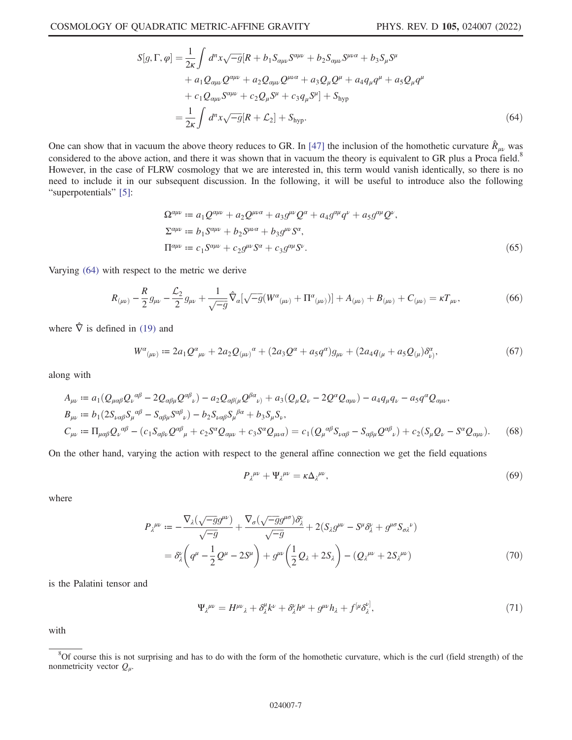$$
\begin{aligned}
S[g,\Gamma,\varphi] &= \frac{1}{2\kappa}\int d^n x\sqrt{-g}[R + b_1 S_{\alpha\mu\nu}S^{\alpha\mu\nu} + b_2 S_{\alpha\mu\nu}S^{\mu\nu\alpha} + b_3 S_\mu S^\mu \\
&\quad + a_1 Q_{\alpha\mu\nu}Q^{\alpha\mu\nu} + a_2 Q_{\alpha\mu\nu}Q^{\mu\nu\alpha} + a_3 Q_\mu Q^\mu + a_4 q_\mu q^\mu + a_5 Q_\mu q^\mu \\
&\quad + c_1 Q_{\alpha\mu\nu}S^{\alpha\mu\nu} + c_2 Q_\mu S^\mu + c_3 q_\mu S^\mu] + S_{\text{hyp}} \\
&= \frac{1}{2\kappa}\int d^n x\sqrt{-g}[R + \mathcal{L}_2] + S_{\text{hyp}}.
\end{aligned} \tag{64}
$$

One can show that in vacuum the above theory reduces to GR. In [47] the inclusion of the homothetic curvature $\hat{R}_{\mu\nu}$ was considered to the above action, and there it was shown that in vacuum the theory is equivalent to GR plus a Proca field.[8] However, in the case of FLRW cosmology that we are interested in, this term would vanish identically, so there is no need to include it in our subsequent discussion. In the following, it will be useful to introduce also the following "superpotentials" [5]:

$$
\begin{aligned}
\Omega^{\alpha\mu\nu} &:= a_1 Q^{\alpha\mu\nu} + a_2 Q^{\mu\nu\alpha} + a_3 g^{\mu\nu}Q^\alpha + a_4 g^{\alpha\mu}q^\nu + a_5 g^{\alpha\mu}Q^\nu, \\
\Sigma^{\alpha\mu\nu} &:= b_1 S^{\alpha\mu\nu} + b_2 S^{\mu\nu\alpha} + b_3 g^{\mu\nu}S^\alpha, \\
\Pi^{\alpha\mu\nu} &:= c_1 S^{\alpha\mu\nu} + c_2 g^{\mu\nu}S^\alpha + c_3 g^{\alpha\mu}S^\nu.
\end{aligned} \tag{65}
$$

Varying (64) with respect to the metric we derive

$$
R_{(\mu\nu)} - \frac{R}{2}g_{\mu\nu} - \frac{\mathcal{L}_2}{2}g_{\mu\nu} + \frac{1}{\sqrt{-g}}\hat{\nabla}_\alpha[\sqrt{-g}(W^\alpha{}_{(\mu\nu)} + \Pi^\alpha{}_{(\mu\nu)})] + A_{(\mu\nu)} + B_{(\mu\nu)} + C_{(\mu\nu)} = \kappa T_{\mu\nu}, \tag{66}
$$

where $\hat{\nabla}$ is defined in (19) and

$$
W^\alpha{}_{(\mu\nu)} := 2a_1 Q^\alpha{}_{\mu\nu} + 2a_2 Q_{(\mu\nu)}{}^\alpha + (2a_3 Q^\alpha + a_5 q^\alpha)g_{\mu\nu} + (2a_4 q_{(\mu} + a_5 Q_{(\mu})\delta^\alpha_{\nu)}, \tag{67}
$$

along with

$$
\begin{aligned}
A_{\mu\nu} &:= a_1(Q_{\mu\alpha\beta}Q_\nu{}^{\alpha\beta} - 2Q_{\alpha\beta\mu}Q^{\alpha\beta}{}_\nu) - a_2 Q_{\alpha\beta(\mu}Q^{\beta\alpha}{}_{\nu)} + a_3(Q_\mu Q_\nu - 2Q^\alpha Q_{\alpha\mu\nu}) - a_4 q_\mu q_\nu - a_5 q^\alpha Q_{\alpha\mu\nu}, \\
B_{\mu\nu} &:= b_1(2S_{\nu\alpha\beta}S_\mu{}^{\alpha\beta} - S_{\alpha\beta\mu}S^{\alpha\beta}{}_\nu) - b_2 S_{\nu\alpha\beta}S_\mu{}^{\beta\alpha} + b_3 S_\mu S_\nu, \\
C_{\mu\nu} &:= \Pi_{\mu\alpha\beta}Q_\nu{}^{\alpha\beta} - (c_1 S_{\alpha\beta\nu}Q^{\alpha\beta}{}_\mu + c_2 S^\alpha Q_{\alpha\mu\nu} + c_3 S^\alpha Q_{\mu\nu\alpha}) = c_1(Q_\mu{}^{\alpha\beta}S_{\nu\alpha\beta} - S_{\alpha\beta\mu}Q^{\alpha\beta}{}_\nu) + c_2(S_\mu Q_\nu - S^\alpha Q_{\alpha\mu\nu}).
\end{aligned} \tag{68}
$$

On the other hand, varying the action with respect to the general affine connection we get the field equations

$$
P_\lambda{}^{\mu\nu} + \Psi_\lambda{}^{\mu\nu} = \kappa\Delta_\lambda{}^{\mu\nu}, \tag{69}
$$

where

$$
\begin{aligned}
P_\lambda{}^{\mu\nu} &:= -\frac{\nabla_\lambda(\sqrt{-g}g^{\mu\nu})}{\sqrt{-g}} + \frac{\nabla_\sigma(\sqrt{-g}g^{\mu\sigma})\delta^\nu_\lambda}{\sqrt{-g}} + 2(S_\lambda g^{\mu\nu} - S^\mu\delta^\nu_\lambda + g^{\mu\sigma}S_{\sigma\lambda}{}^\nu) \\
&= \delta^\nu_\lambda\left(q^\mu - \frac{1}{2}Q^\mu - 2S^\mu\right) + g^{\mu\nu}\left(\frac{1}{2}Q_\lambda + 2S_\lambda\right) - (Q_\lambda{}^{\mu\nu} + 2S_\lambda{}^{\mu\nu})
\end{aligned} \tag{70}
$$

is the Palatini tensor and

$$
\Psi_\lambda{}^{\mu\nu} = H^{\mu\nu}{}_\lambda + \delta^\mu_\lambda k^\nu + \delta^\nu_\lambda h^\mu + g^{\mu\nu}h_\lambda + f^{[\mu}\delta^{\nu]}_\lambda, \tag{71}
$$

with

---

[8] Of course this is not surprising and has to do with the form of the homothetic curvature, which is the curl (field strength) of the nonmetricity vector $Q_\mu$.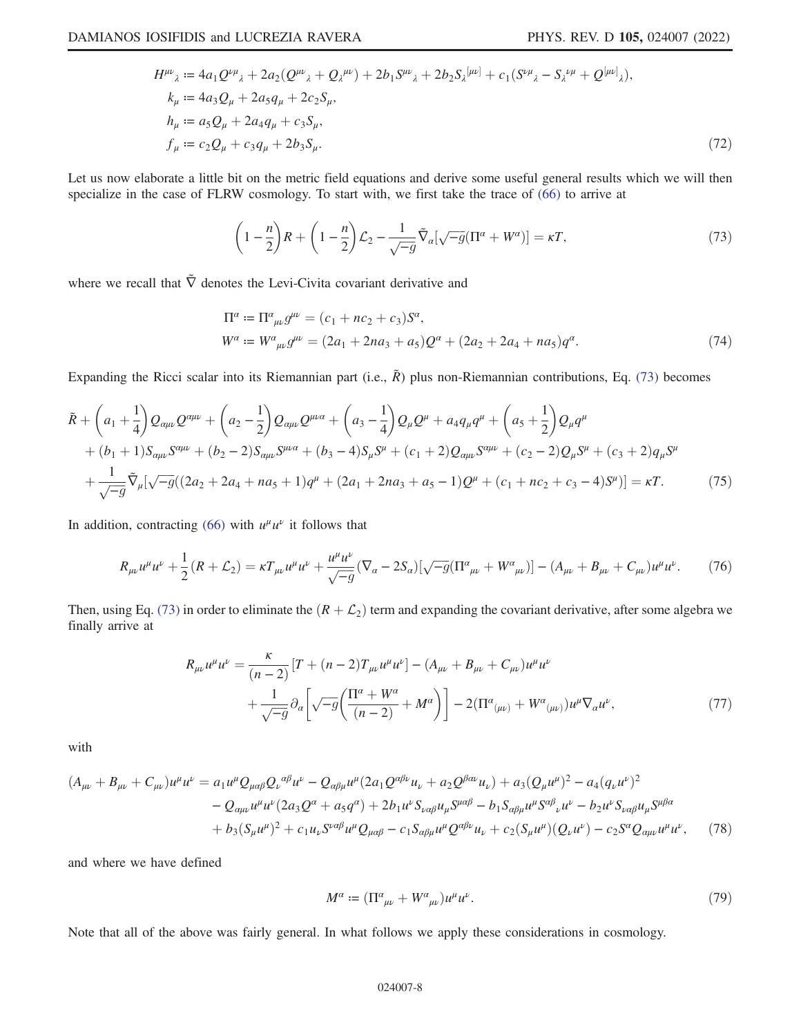$$
\begin{aligned}
H^{\mu\nu}{}_{\lambda} &:= 4a_1 Q^{\nu\mu}{}_{\lambda} + 2a_2(Q^{\mu\nu}{}_{\lambda} + Q_{\lambda}{}^{\mu\nu}) + 2b_1 S^{\mu\nu}{}_{\lambda} + 2b_2 S_{\lambda}{}^{[\mu\nu]} + c_1(S^{\nu\mu}{}_{\lambda} - S_{\lambda}{}^{\nu\mu} + Q^{[\mu\nu]}{}_{\lambda}), \\
k_{\mu} &:= 4a_3 Q_{\mu} + 2a_5 q_{\mu} + 2c_2 S_{\mu}, \\
h_{\mu} &:= a_5 Q_{\mu} + 2a_4 q_{\mu} + c_3 S_{\mu}, \\
f_{\mu} &:= c_2 Q_{\mu} + c_3 q_{\mu} + 2b_3 S_{\mu}.
\end{aligned} \tag{72}
$$

Let us now elaborate a little bit on the metric field equations and derive some useful general results which we will then specialize in the case of FLRW cosmology. To start with, we first take the trace of (66) to arrive at

$$
\left(1 - \frac{n}{2}\right) R + \left(1 - \frac{n}{2}\right) \mathcal{L}_2 - \frac{1}{\sqrt{-g}} \tilde{\nabla}_{\alpha}[\sqrt{-g}(\Pi^{\alpha} + W^{\alpha})] = \kappa T, \tag{73}
$$

where we recall that $\tilde{\nabla}$ denotes the Levi-Civita covariant derivative and

$$
\begin{aligned}
\Pi^{\alpha} &:= \Pi^{\alpha}{}_{\mu\nu} g^{\mu\nu} = (c_1 + n c_2 + c_3) S^{\alpha}, \\
W^{\alpha} &:= W^{\alpha}{}_{\mu\nu} g^{\mu\nu} = (2a_1 + 2n a_3 + a_5) Q^{\alpha} + (2a_2 + 2a_4 + n a_5) q^{\alpha}.
\end{aligned} \tag{74}
$$

Expanding the Ricci scalar into its Riemannian part (i.e., $\tilde{R}$) plus non-Riemannian contributions, Eq. (73) becomes

$$
\begin{aligned}
&\tilde{R} + \left(a_1 + \frac{1}{4}\right) Q_{\alpha\mu\nu} Q^{\alpha\mu\nu} + \left(a_2 - \frac{1}{2}\right) Q_{\alpha\mu\nu} Q^{\mu\nu\alpha} + \left(a_3 - \frac{1}{4}\right) Q_{\mu} Q^{\mu} + a_4 q_{\mu} q^{\mu} + \left(a_5 + \frac{1}{2}\right) Q_{\mu} q^{\mu} \\
&+ (b_1 + 1) S_{\alpha\mu\nu} S^{\alpha\mu\nu} + (b_2 - 2) S_{\alpha\mu\nu} S^{\mu\nu\alpha} + (b_3 - 4) S_{\mu} S^{\mu} + (c_1 + 2) Q_{\alpha\mu\nu} S^{\alpha\mu\nu} + (c_2 - 2) Q_{\mu} S^{\mu} + (c_3 + 2) q_{\mu} S^{\mu} \\
&+ \frac{1}{\sqrt{-g}} \tilde{\nabla}_{\mu}[\sqrt{-g}((2a_2 + 2a_4 + n a_5 + 1) q^{\mu} + (2a_1 + 2n a_3 + a_5 - 1) Q^{\mu} + (c_1 + n c_2 + c_3 - 4) S^{\mu})] = \kappa T.
\end{aligned} \tag{75}
$$

In addition, contracting (66) with $u^{\mu} u^{\nu}$ it follows that

$$
R_{\mu\nu} u^{\mu} u^{\nu} + \frac{1}{2}(R + \mathcal{L}_2) = \kappa T_{\mu\nu} u^{\mu} u^{\nu} + \frac{u^{\mu} u^{\nu}}{\sqrt{-g}} (\nabla_{\alpha} - 2S_{\alpha})[\sqrt{-g}(\Pi^{\alpha}{}_{\mu\nu} + W^{\alpha}{}_{\mu\nu})] - (A_{\mu\nu} + B_{\mu\nu} + C_{\mu\nu}) u^{\mu} u^{\nu}. \tag{76}
$$

Then, using Eq. (73) in order to eliminate the $(R + \mathcal{L}_2)$ term and expanding the covariant derivative, after some algebra we finally arrive at

$$
\begin{aligned}
R_{\mu\nu} u^{\mu} u^{\nu} = &\frac{\kappa}{(n-2)} [T + (n-2) T_{\mu\nu} u^{\mu} u^{\nu}] - (A_{\mu\nu} + B_{\mu\nu} + C_{\mu\nu}) u^{\mu} u^{\nu} \\
&+ \frac{1}{\sqrt{-g}} \partial_{\alpha} \left[\sqrt{-g} \left(\frac{\Pi^{\alpha} + W^{\alpha}}{(n-2)} + M^{\alpha}\right)\right] - 2(\Pi^{\alpha}{}_{(\mu\nu)} + W^{\alpha}{}_{(\mu\nu)}) u^{\mu} \nabla_{\alpha} u^{\nu},
\end{aligned} \tag{77}
$$

with

$$
\begin{aligned}
(A_{\mu\nu} + B_{\mu\nu} + C_{\mu\nu}) u^{\mu} u^{\nu} = &\, a_1 u^{\mu} Q_{\mu\alpha\beta} Q_{\nu}{}^{\alpha\beta} u^{\nu} - Q_{\alpha\beta\mu} u^{\mu} (2a_1 Q^{\alpha\beta\nu} u_{\nu} + a_2 Q^{\beta\alpha\nu} u_{\nu}) + a_3 (Q_{\mu} u^{\mu})^2 - a_4 (q_{\nu} u^{\nu})^2 \\
&- Q_{\alpha\mu\nu} u^{\mu} u^{\nu} (2a_3 Q^{\alpha} + a_5 q^{\alpha}) + 2b_1 u^{\nu} S_{\nu\alpha\beta} u_{\mu} S^{\mu\alpha\beta} - b_1 S_{\alpha\beta\mu} u^{\mu} S^{\alpha\beta}{}_{\nu} u^{\nu} - b_2 u^{\nu} S_{\nu\alpha\beta} u_{\mu} S^{\mu\beta\alpha} \\
&+ b_3 (S_{\mu} u^{\mu})^2 + c_1 u_{\nu} S^{\nu\alpha\beta} u^{\mu} Q_{\mu\alpha\beta} - c_1 S_{\alpha\beta\mu} u^{\mu} Q^{\alpha\beta\nu} u_{\nu} + c_2 (S_{\mu} u^{\mu})(Q_{\nu} u^{\nu}) - c_2 S^{\alpha} Q_{\alpha\mu\nu} u^{\mu} u^{\nu},
\end{aligned} \tag{78}
$$

and where we have defined

$$
M^{\alpha} := (\Pi^{\alpha}{}_{\mu\nu} + W^{\alpha}{}_{\mu\nu}) u^{\mu} u^{\nu}. \tag{79}
$$

Note that all of the above was fairly general. In what follows we apply these considerations in cosmology.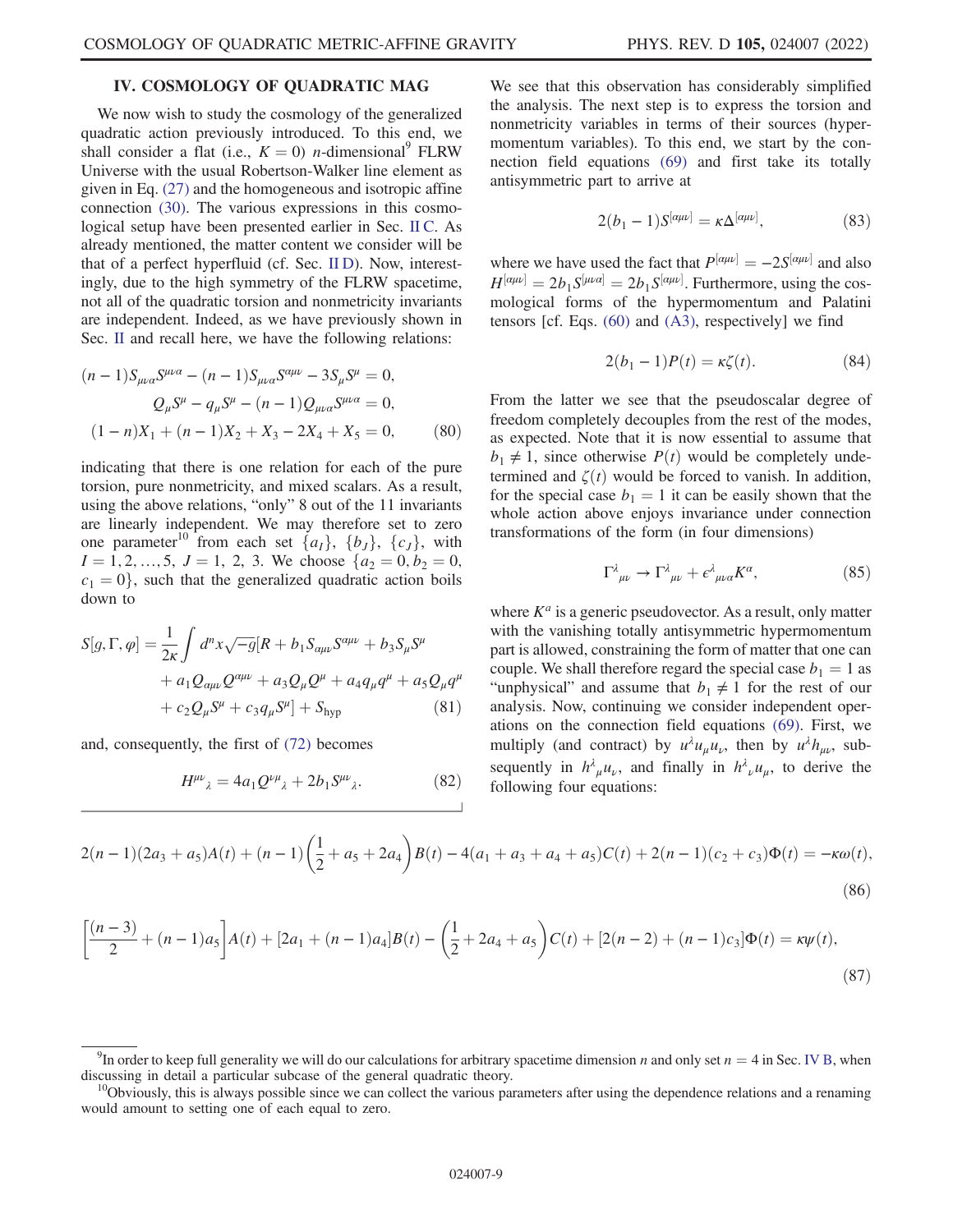## IV. COSMOLOGY OF QUADRATIC MAG

We now wish to study the cosmology of the generalized quadratic action previously introduced. To this end, we shall consider a flat (i.e., $K = 0$) $n$-dimensional[9] FLRW Universe with the usual Robertson-Walker line element as given in Eq. (27) and the homogeneous and isotropic affine connection (30). The various expressions in this cosmological setup have been presented earlier in Sec. II C. As already mentioned, the matter content we consider will be that of a perfect hyperfluid (cf. Sec. II D). Now, interestingly, due to the high symmetry of the FLRW spacetime, not all of the quadratic torsion and nonmetricity invariants are independent. Indeed, as we have previously shown in Sec. II and recall here, we have the following relations:

$$
\begin{aligned}
(n-1)S_{\mu\nu\alpha}S^{\mu\nu\alpha} - (n-1)S_{\mu\nu\alpha}S^{\alpha\mu\nu} - 3S_\mu S^\mu &= 0, \\
Q_\mu S^\mu - q_\mu S^\mu - (n-1)Q_{\mu\nu\alpha}S^{\mu\nu\alpha} &= 0, \\
(1-n)X_1 + (n-1)X_2 + X_3 - 2X_4 + X_5 &= 0,
\end{aligned} \tag{80}
$$

indicating that there is one relation for each of the pure torsion, pure nonmetricity, and mixed scalars. As a result, using the above relations, "only" 8 out of the 11 invariants are linearly independent. We may therefore set to zero one parameter[10] from each set $\{a_I\}$, $\{b_J\}$, $\{c_J\}$, with $I = 1, 2, \ldots, 5$, $J = 1,\ 2,\ 3$. We choose $\{a_2 = 0, b_2 = 0, c_1 = 0\}$, such that the generalized quadratic action boils down to

$$
\begin{aligned}
S[g,\Gamma,\varphi] = \frac{1}{2\kappa}\int d^n x\sqrt{-g}[R &+ b_1 S_{\alpha\mu\nu}S^{\alpha\mu\nu} + b_3 S_\mu S^\mu \\
&+ a_1 Q_{\alpha\mu\nu}Q^{\alpha\mu\nu} + a_3 Q_\mu Q^\mu + a_4 q_\mu q^\mu + a_5 Q_\mu q^\mu \\
&+ c_2 Q_\mu S^\mu + c_3 q_\mu S^\mu] + S_{\rm hyp}
\end{aligned} \tag{81}
$$

and, consequently, the first of (72) becomes

$$
H^{\mu\nu}{}_{\lambda} = 4a_1 Q^{\nu\mu}{}_{\lambda} + 2b_1 S^{\mu\nu}{}_{\lambda}. \tag{82}
$$

We see that this observation has considerably simplified the analysis. The next step is to express the torsion and nonmetricity variables in terms of their sources (hypermomentum variables). To this end, we start by the connection field equations (69) and first take its totally antisymmetric part to arrive at

$$
2(b_1 - 1)S^{[\alpha\mu\nu]} = \kappa\Delta^{[\alpha\mu\nu]}, \tag{83}
$$

where we have used the fact that $P^{[\alpha\mu\nu]} = -2S^{[\alpha\mu\nu]}$ and also $H^{[\alpha\mu\nu]} = 2b_1 S^{[\mu\nu\alpha]} = 2b_1 S^{[\alpha\mu\nu]}$. Furthermore, using the cosmological forms of the hypermomentum and Palatini tensors [cf. Eqs. (60) and (A3), respectively] we find

$$
2(b_1 - 1)P(t) = \kappa\zeta(t). \tag{84}
$$

From the latter we see that the pseudoscalar degree of freedom completely decouples from the rest of the modes, as expected. Note that it is now essential to assume that $b_1 \neq 1$, since otherwise $P(t)$ would be completely undetermined and $\zeta(t)$ would be forced to vanish. In addition, for the special case $b_1 = 1$ it can be easily shown that the whole action above enjoys invariance under connection transformations of the form (in four dimensions)

$$
\Gamma^\lambda{}_{\mu\nu} \to \Gamma^\lambda{}_{\mu\nu} + \epsilon^\lambda{}_{\mu\nu\alpha}K^\alpha, \tag{85}
$$

where $K^a$ is a generic pseudovector. As a result, only matter with the vanishing totally antisymmetric hypermomentum part is allowed, constraining the form of matter that one can couple. We shall therefore regard the special case $b_1 = 1$ as "unphysical" and assume that $b_1 \neq 1$ for the rest of our analysis. Now, continuing we consider independent operations on the connection field equations (69). First, we multiply (and contract) by $u^\lambda u_\mu u_\nu$, then by $u^\lambda h_{\mu\nu}$, subsequently in $h^\lambda{}_\mu u_\nu$, and finally in $h^\lambda{}_\nu u_\mu$, to derive the following four equations:

$$
2(n-1)(2a_3 + a_5)A(t) + (n-1)\left(\frac{1}{2} + a_5 + 2a_4\right)B(t) - 4(a_1 + a_3 + a_4 + a_5)C(t) + 2(n-1)(c_2 + c_3)\Phi(t) = -\kappa\omega(t), \tag{86}
$$

$$
\left[\frac{(n-3)}{2} + (n-1)a_5\right]A(t) + [2a_1 + (n-1)a_4]B(t) - \left(\frac{1}{2} + 2a_4 + a_5\right)C(t) + [2(n-2) + (n-1)c_3]\Phi(t) = \kappa\psi(t), \tag{87}
$$

---

[9] In order to keep full generality we will do our calculations for arbitrary spacetime dimension $n$ and only set $n = 4$ in Sec. IV B, when discussing in detail a particular subcase of the general quadratic theory.

[10] Obviously, this is always possible since we can collect the various parameters after using the dependence relations and a renaming would amount to setting one of each equal to zero.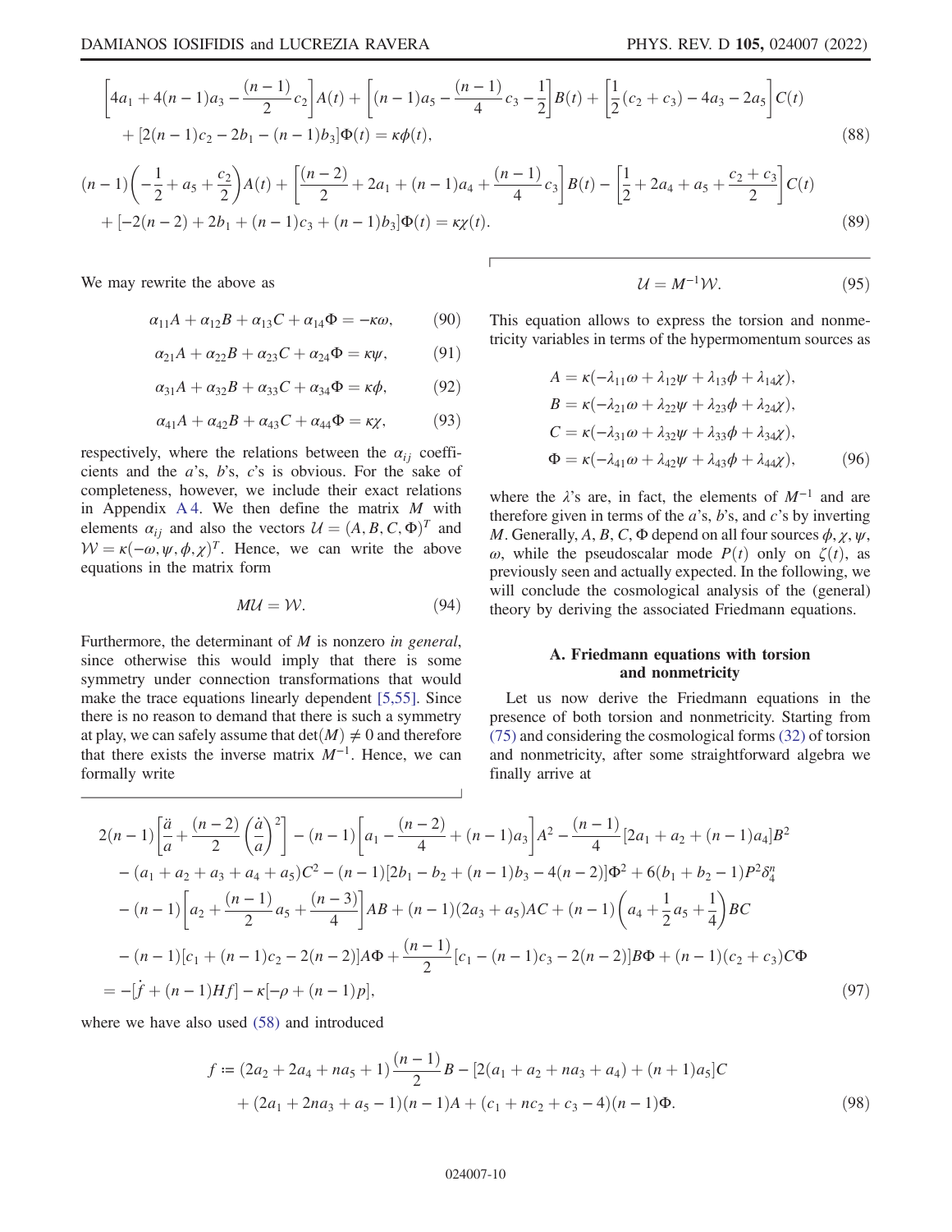$$
\left[4a_1 + 4(n-1)a_3 - \frac{(n-1)}{2}c_2\right]A(t) + \left[(n-1)a_5 - \frac{(n-1)}{4}c_3 - \frac{1}{2}\right]B(t) + \left[\frac{1}{2}(c_2+c_3) - 4a_3 - 2a_5\right]C(t)
$$
$$
+ [2(n-1)c_2 - 2b_1 - (n-1)b_3]\Phi(t) = \kappa\phi(t), \tag{88}
$$

$$
(n-1)\left(-\frac{1}{2} + a_5 + \frac{c_2}{2}\right)A(t) + \left[\frac{(n-2)}{2} + 2a_1 + (n-1)a_4 + \frac{(n-1)}{4}c_3\right]B(t) - \left[\frac{1}{2} + 2a_4 + a_5 + \frac{c_2+c_3}{2}\right]C(t)
$$
$$
+ [-2(n-2) + 2b_1 + (n-1)c_3 + (n-1)b_3]\Phi(t) = \kappa\chi(t). \tag{89}
$$

We may rewrite the above as

$$
\alpha_{11}A + \alpha_{12}B + \alpha_{13}C + \alpha_{14}\Phi = -\kappa\omega, \tag{90}
$$

$$
\alpha_{21}A + \alpha_{22}B + \alpha_{23}C + \alpha_{24}\Phi = \kappa\psi, \tag{91}
$$

$$
\alpha_{31}A + \alpha_{32}B + \alpha_{33}C + \alpha_{34}\Phi = \kappa\phi, \tag{92}
$$

$$
\alpha_{41}A + \alpha_{42}B + \alpha_{43}C + \alpha_{44}\Phi = \kappa\chi, \tag{93}
$$

respectively, where the relations between the $\alpha_{ij}$ coefficients and the $a$'s, $b$'s, $c$'s is obvious. For the sake of completeness, however, we include their exact relations in Appendix A 4. We then define the matrix $M$ with elements $\alpha_{ij}$ and also the vectors $\mathcal{U} = (A, B, C, \Phi)^T$ and $\mathcal{W} = \kappa(-\omega, \psi, \phi, \chi)^T$. Hence, we can write the above equations in the matrix form

$$
M\mathcal{U} = \mathcal{W}. \tag{94}
$$

Furthermore, the determinant of $M$ is nonzero *in general*, since otherwise this would imply that there is some symmetry under connection transformations that would make the trace equations linearly dependent [5,55]. Since there is no reason to demand that there is such a symmetry at play, we can safely assume that $\det(M) \neq 0$ and therefore that there exists the inverse matrix $M^{-1}$. Hence, we can formally write

$$
\mathcal{U} = M^{-1}\mathcal{W}. \tag{95}
$$

This equation allows to express the torsion and nonmetricity variables in terms of the hypermomentum sources as

$$
\begin{aligned}
A &= \kappa(-\lambda_{11}\omega + \lambda_{12}\psi + \lambda_{13}\phi + \lambda_{14}\chi),\\
B &= \kappa(-\lambda_{21}\omega + \lambda_{22}\psi + \lambda_{23}\phi + \lambda_{24}\chi),\\
C &= \kappa(-\lambda_{31}\omega + \lambda_{32}\psi + \lambda_{33}\phi + \lambda_{34}\chi),\\
\Phi &= \kappa(-\lambda_{41}\omega + \lambda_{42}\psi + \lambda_{43}\phi + \lambda_{44}\chi),
\end{aligned} \tag{96}
$$

where the $\lambda$'s are, in fact, the elements of $M^{-1}$ and are therefore given in terms of the $a$'s, $b$'s, and $c$'s by inverting $M$. Generally, $A, B, C, \Phi$ depend on all four sources $\phi, \chi, \psi, \omega$, while the pseudoscalar mode $P(t)$ only on $\zeta(t)$, as previously seen and actually expected. In the following, we will conclude the cosmological analysis of the (general) theory by deriving the associated Friedmann equations.

## A. Friedmann equations with torsion and nonmetricity

Let us now derive the Friedmann equations in the presence of both torsion and nonmetricity. Starting from (75) and considering the cosmological forms (32) of torsion and nonmetricity, after some straightforward algebra we finally arrive at

$$
\begin{aligned}
&2(n-1)\left[\frac{\ddot{a}}{a} + \frac{(n-2)}{2}\left(\frac{\dot{a}}{a}\right)^2\right] - (n-1)\left[a_1 - \frac{(n-2)}{4} + (n-1)a_3\right]A^2 - \frac{(n-1)}{4}[2a_1 + a_2 + (n-1)a_4]B^2\\
&- (a_1 + a_2 + a_3 + a_4 + a_5)C^2 - (n-1)[2b_1 - b_2 + (n-1)b_3 - 4(n-2)]\Phi^2 + 6(b_1 + b_2 - 1)P^2\delta_4^n\\
&- (n-1)\left[a_2 + \frac{(n-1)}{2}a_5 + \frac{(n-3)}{4}\right]AB + (n-1)(2a_3 + a_5)AC + (n-1)\left(a_4 + \frac{1}{2}a_5 + \frac{1}{4}\right)BC\\
&- (n-1)[c_1 + (n-1)c_2 - 2(n-2)]A\Phi + \frac{(n-1)}{2}[c_1 - (n-1)c_3 - 2(n-2)]B\Phi + (n-1)(c_2 + c_3)C\Phi\\
&= -[\dot{f} + (n-1)Hf] - \kappa[-\rho + (n-1)p],
\end{aligned} \tag{97}
$$

where we have also used (58) and introduced

$$
\begin{aligned}
f :=\ & (2a_2 + 2a_4 + na_5 + 1)\frac{(n-1)}{2}B - [2(a_1 + a_2 + na_3 + a_4) + (n+1)a_5]C\\
& + (2a_1 + 2na_3 + a_5 - 1)(n-1)A + (c_1 + nc_2 + c_3 - 4)(n-1)\Phi.
\end{aligned} \tag{98}
$$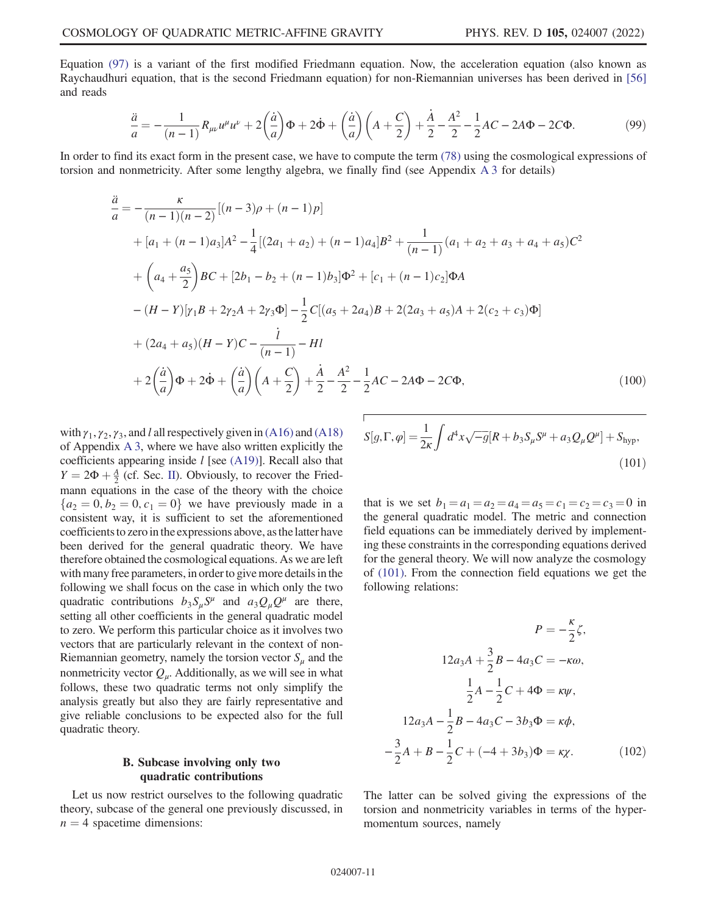Equation (97) is a variant of the first modified Friedmann equation. Now, the acceleration equation (also known as Raychaudhuri equation, that is the second Friedmann equation) for non-Riemannian universes has been derived in [56] and reads

$$\frac{\ddot{a}}{a} = -\frac{1}{(n-1)} R_{\mu\nu} u^\mu u^\nu + 2\left(\frac{\dot{a}}{a}\right)\Phi + 2\dot{\Phi} + \left(\frac{\dot{a}}{a}\right)\left(A + \frac{C}{2}\right) + \frac{\dot{A}}{2} - \frac{A^2}{2} - \frac{1}{2}AC - 2A\Phi - 2C\Phi. \tag{99}$$

In order to find its exact form in the present case, we have to compute the term (78) using the cosmological expressions of torsion and nonmetricity. After some lengthy algebra, we finally find (see Appendix A 3 for details)

$$\begin{aligned}
\frac{\ddot{a}}{a} = &-\frac{\kappa}{(n-1)(n-2)}[(n-3)\rho + (n-1)p] \\
&+ [a_1 + (n-1)a_3]A^2 - \frac{1}{4}[(2a_1 + a_2) + (n-1)a_4]B^2 + \frac{1}{(n-1)}(a_1 + a_2 + a_3 + a_4 + a_5)C^2 \\
&+ \left(a_4 + \frac{a_5}{2}\right)BC + [2b_1 - b_2 + (n-1)b_3]\Phi^2 + [c_1 + (n-1)c_2]\Phi A \\
&- (H - Y)[\gamma_1 B + 2\gamma_2 A + 2\gamma_3 \Phi] - \frac{1}{2}C[(a_5 + 2a_4)B + 2(2a_3 + a_5)A + 2(c_2 + c_3)\Phi] \\
&+ (2a_4 + a_5)(H - Y)C - \frac{\dot{l}}{(n-1)} - Hl \\
&+ 2\left(\frac{\dot{a}}{a}\right)\Phi + 2\dot{\Phi} + \left(\frac{\dot{a}}{a}\right)\left(A + \frac{C}{2}\right) + \frac{\dot{A}}{2} - \frac{A^2}{2} - \frac{1}{2}AC - 2A\Phi - 2C\Phi,
\end{aligned} \tag{100}$$

with $\gamma_1, \gamma_2, \gamma_3$, and $l$ all respectively given in (A16) and (A18) of Appendix A 3, where we have also written explicitly the coefficients appearing inside $l$ [see (A19)]. Recall also that $Y = 2\Phi + \frac{A}{2}$ (cf. Sec. II). Obviously, to recover the Friedmann equations in the case of the theory with the choice $\{a_2 = 0, b_2 = 0, c_1 = 0\}$ we have previously made in a consistent way, it is sufficient to set the aforementioned coefficients to zero in the expressions above, as the latter have been derived for the general quadratic theory. We have therefore obtained the cosmological equations. As we are left with many free parameters, in order to give more details in the following we shall focus on the case in which only the two quadratic contributions $b_3 S_\mu S^\mu$ and $a_3 Q_\mu Q^\mu$ are there, setting all other coefficients in the general quadratic model to zero. We perform this particular choice as it involves two vectors that are particularly relevant in the context of non-Riemannian geometry, namely the torsion vector $S_\mu$ and the nonmetricity vector $Q_\mu$. Additionally, as we will see in what follows, these two quadratic terms not only simplify the analysis greatly but also they are fairly representative and give reliable conclusions to be expected also for the full quadratic theory.

### B. Subcase involving only two quadratic contributions

Let us now restrict ourselves to the following quadratic theory, subcase of the general one previously discussed, in $n = 4$ spacetime dimensions:

$$S[g, \Gamma, \varphi] = \frac{1}{2\kappa}\int d^4x \sqrt{-g}[R + b_3 S_\mu S^\mu + a_3 Q_\mu Q^\mu] + S_{\text{hyp}}, \tag{101}$$

that is we set $b_1 = a_1 = a_2 = a_4 = a_5 = c_1 = c_2 = c_3 = 0$ in the general quadratic model. The metric and connection field equations can be immediately derived by implementing these constraints in the corresponding equations derived for the general theory. We will now analyze the cosmology of (101). From the connection field equations we get the following relations:

$$\begin{aligned}
P &= -\frac{\kappa}{2}\zeta, \\
12a_3 A + \frac{3}{2}B - 4a_3 C &= -\kappa\omega, \\
\frac{1}{2}A - \frac{1}{2}C + 4\Phi &= \kappa\psi, \\
12a_3 A - \frac{1}{2}B - 4a_3 C - 3b_3\Phi &= \kappa\phi, \\
-\frac{3}{2}A + B - \frac{1}{2}C + (-4 + 3b_3)\Phi &= \kappa\chi.
\end{aligned} \tag{102}$$

The latter can be solved giving the expressions of the torsion and nonmetricity variables in terms of the hypermomentum sources, namely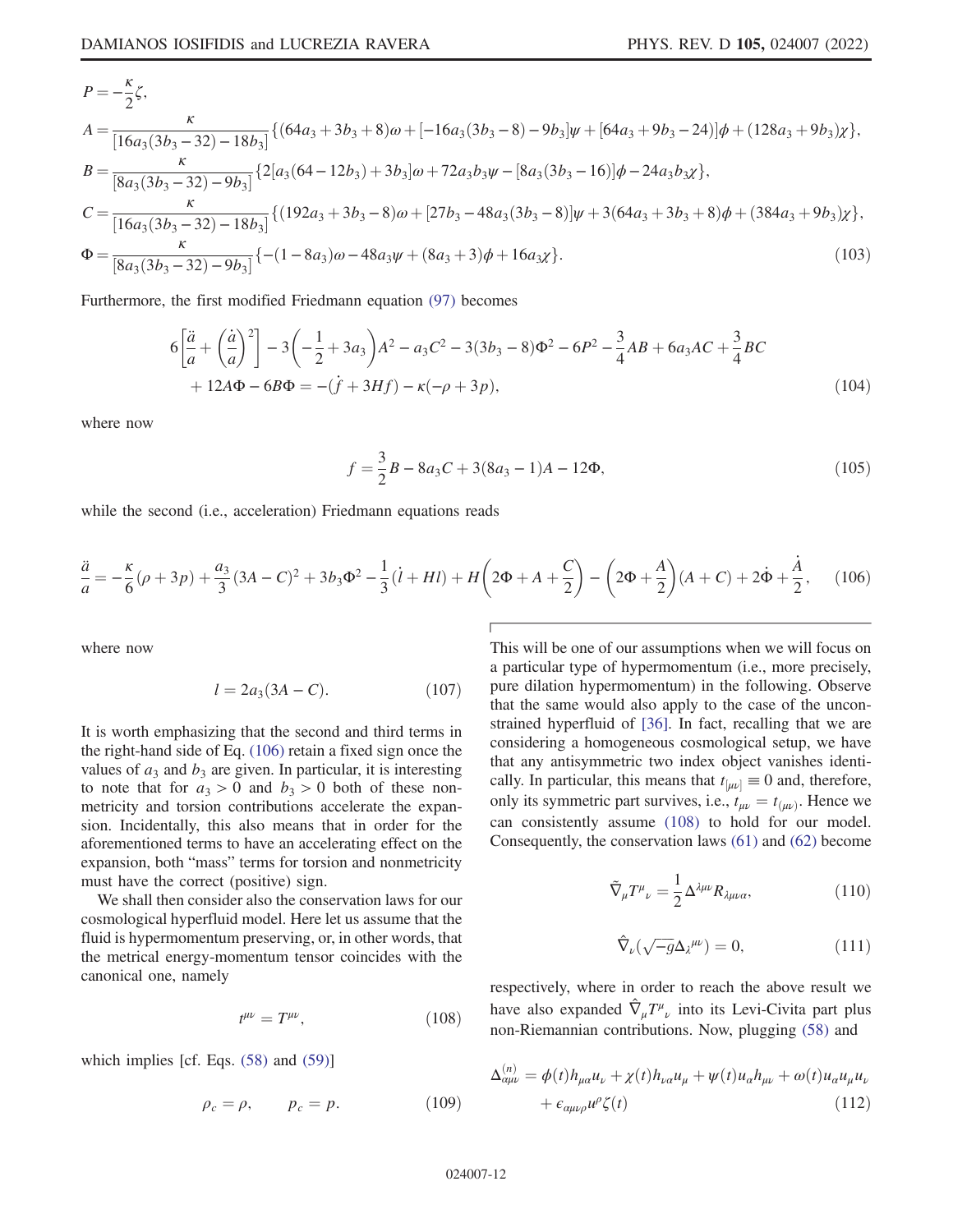$$
\begin{aligned}
P &= -\frac{\kappa}{2}\zeta, \\
A &= \frac{\kappa}{[16a_3(3b_3-32)-18b_3]}\{(64a_3+3b_3+8)\omega+[-16a_3(3b_3-8)-9b_3]\psi+[64a_3+9b_3-24)]\phi+(128a_3+9b_3)\chi\}, \\
B &= \frac{\kappa}{[8a_3(3b_3-32)-9b_3]}\{2[a_3(64-12b_3)+3b_3]\omega+72a_3b_3\psi-[8a_3(3b_3-16)]\phi-24a_3b_3\chi\}, \\
C &= \frac{\kappa}{[16a_3(3b_3-32)-18b_3]}\{(192a_3+3b_3-8)\omega+[27b_3-48a_3(3b_3-8)]\psi+3(64a_3+3b_3+8)\phi+(384a_3+9b_3)\chi\}, \\
\Phi &= \frac{\kappa}{[8a_3(3b_3-32)-9b_3]}\{-(1-8a_3)\omega-48a_3\psi+(8a_3+3)\phi+16a_3\chi\}.
\end{aligned}
\tag{103}
$$

Furthermore, the first modified Friedmann equation (97) becomes

$$
\begin{aligned}
&6\left[\frac{\ddot{a}}{a}+\left(\frac{\dot{a}}{a}\right)^2\right]-3\left(-\frac{1}{2}+3a_3\right)A^2-a_3C^2-3(3b_3-8)\Phi^2-6P^2-\frac{3}{4}AB+6a_3AC+\frac{3}{4}BC \\
&\quad +12A\Phi-6B\Phi=-(\dot{f}+3Hf)-\kappa(-\rho+3p),
\end{aligned}
\tag{104}
$$

where now

$$
f=\frac{3}{2}B-8a_3C+3(8a_3-1)A-12\Phi, \tag{105}
$$

while the second (i.e., acceleration) Friedmann equations reads

$$
\frac{\ddot{a}}{a}=-\frac{\kappa}{6}(\rho+3p)+\frac{a_3}{3}(3A-C)^2+3b_3\Phi^2-\frac{1}{3}(\dot{l}+Hl)+H\left(2\Phi+A+\frac{C}{2}\right)-\left(2\Phi+\frac{A}{2}\right)(A+C)+2\dot{\Phi}+\frac{\dot{A}}{2}, \tag{106}
$$

where now

$$
l=2a_3(3A-C). \tag{107}
$$

It is worth emphasizing that the second and third terms in the right-hand side of Eq. (106) retain a fixed sign once the values of $a_3$ and $b_3$ are given. In particular, it is interesting to note that for $a_3>0$ and $b_3>0$ both of these nonmetricity and torsion contributions accelerate the expansion. Incidentally, this also means that in order for the aforementioned terms to have an accelerating effect on the expansion, both "mass" terms for torsion and nonmetricity must have the correct (positive) sign.

We shall then consider also the conservation laws for our cosmological hyperfluid model. Here let us assume that the fluid is hypermomentum preserving, or, in other words, that the metrical energy-momentum tensor coincides with the canonical one, namely

$$
t^{\mu\nu}=T^{\mu\nu}, \tag{108}
$$

which implies [cf. Eqs. (58) and (59)]

$$
\rho_c=\rho, \qquad p_c=p. \tag{109}
$$

This will be one of our assumptions when we will focus on a particular type of hypermomentum (i.e., more precisely, pure dilation hypermomentum) in the following. Observe that the same would also apply to the case of the unconstrained hyperfluid of [36]. In fact, recalling that we are considering a homogeneous cosmological setup, we have that any antisymmetric two index object vanishes identically. In particular, this means that $t_{[\mu\nu]}\equiv 0$ and, therefore, only its symmetric part survives, i.e., $t_{\mu\nu}=t_{(\mu\nu)}$. Hence we can consistently assume (108) to hold for our model. Consequently, the conservation laws (61) and (62) become

$$
\tilde{\nabla}_\mu T^\mu{}_\nu=\frac{1}{2}\Delta^{\lambda\mu\nu}R_{\lambda\mu\nu\alpha}, \tag{110}
$$

$$
\hat{\nabla}_\nu(\sqrt{-g}\Delta_\lambda{}^{\mu\nu})=0, \tag{111}
$$

respectively, where in order to reach the above result we have also expanded $\hat{\nabla}_\mu T^\mu{}_\nu$ into its Levi-Civita part plus non-Riemannian contributions. Now, plugging (58) and

$$
\Delta^{(n)}_{\alpha\mu\nu}=\phi(t)h_{\mu\alpha}u_\nu+\chi(t)h_{\nu\alpha}u_\mu+\psi(t)u_\alpha h_{\mu\nu}+\omega(t)u_\alpha u_\mu u_\nu+\epsilon_{\alpha\mu\nu\rho}u^\rho\zeta(t) \tag{112}
$$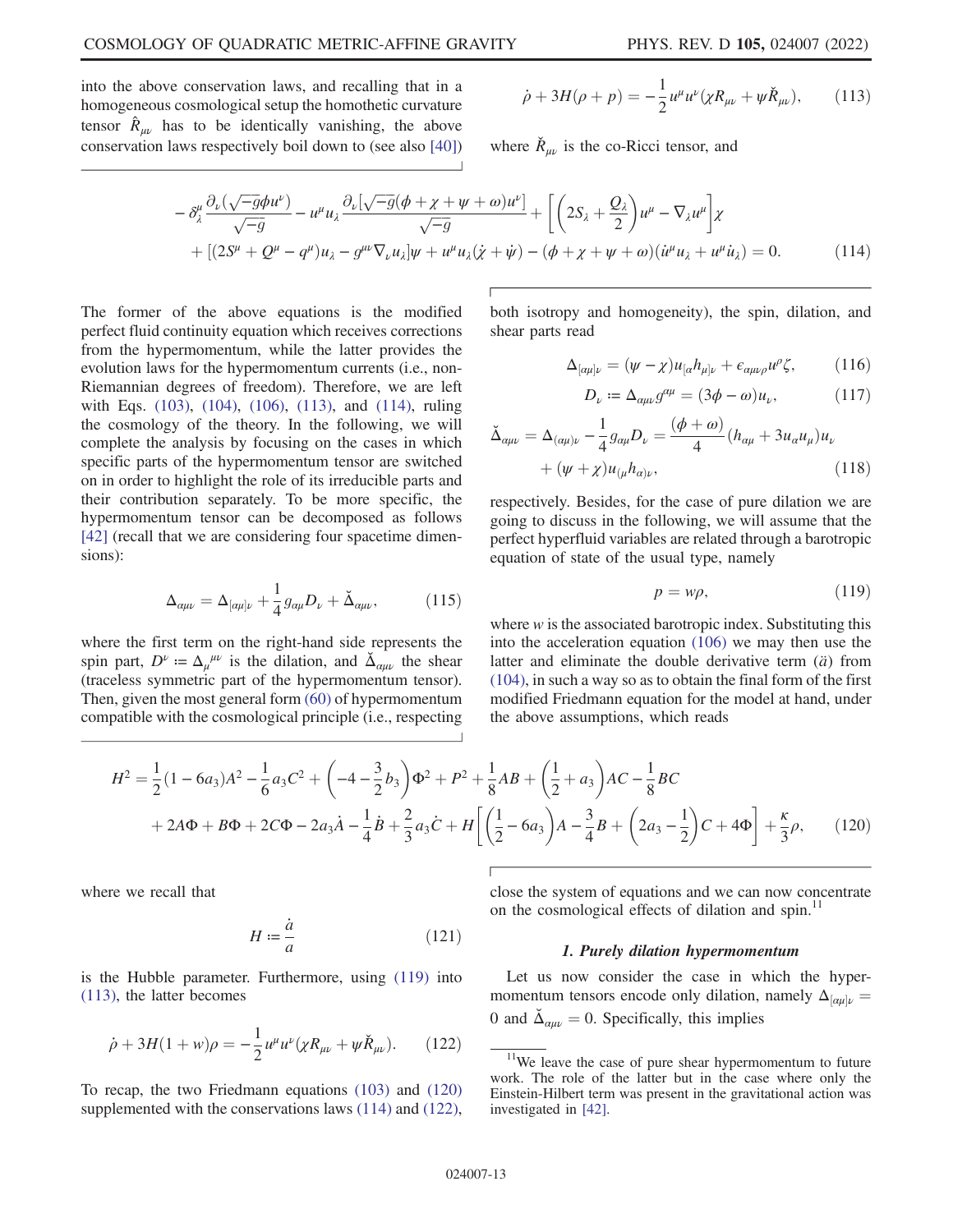into the above conservation laws, and recalling that in a homogeneous cosmological setup the homothetic curvature tensor $\hat{R}_{\mu\nu}$ has to be identically vanishing, the above conservation laws respectively boil down to (see also [40])

$$\dot{\rho} + 3H(\rho + p) = -\frac{1}{2}u^\mu u^\nu (\chi R_{\mu\nu} + \psi \check{R}_{\mu\nu}), \tag{113}$$

where $\check{R}_{\mu\nu}$ is the co-Ricci tensor, and

$$-\delta^\mu_\lambda \frac{\partial_\nu(\sqrt{-g}\phi u^\nu)}{\sqrt{-g}} - u^\mu u_\lambda \frac{\partial_\nu[\sqrt{-g}(\phi+\chi+\psi+\omega)u^\nu]}{\sqrt{-g}} + \left[\left(2S_\lambda + \frac{Q_\lambda}{2}\right)u^\mu - \nabla_\lambda u^\mu\right]\chi$$
$$+ [(2S^\mu + Q^\mu - q^\mu)u_\lambda - g^{\mu\nu}\nabla_\nu u_\lambda]\psi + u^\mu u_\lambda(\dot{\chi} + \dot{\psi}) - (\phi + \chi + \psi + \omega)(\dot{u}^\mu u_\lambda + u^\mu \dot{u}_\lambda) = 0. \tag{114}$$

The former of the above equations is the modified perfect fluid continuity equation which receives corrections from the hypermomentum, while the latter provides the evolution laws for the hypermomentum currents (i.e., non-Riemannian degrees of freedom). Therefore, we are left with Eqs. (103), (104), (106), (113), and (114), ruling the cosmology of the theory. In the following, we will complete the analysis by focusing on the cases in which specific parts of the hypermomentum tensor are switched on in order to highlight the role of its irreducible parts and their contribution separately. To be more specific, the hypermomentum tensor can be decomposed as follows [42] (recall that we are considering four spacetime dimensions):

$$\Delta_{\alpha\mu\nu} = \Delta_{[\alpha\mu]\nu} + \frac{1}{4}g_{\alpha\mu}D_\nu + \check{\Delta}_{\alpha\mu\nu}, \tag{115}$$

where the first term on the right-hand side represents the spin part, $D^\nu := \Delta_\mu{}^{\mu\nu}$ is the dilation, and $\check{\Delta}_{\alpha\mu\nu}$ the shear (traceless symmetric part of the hypermomentum tensor). Then, given the most general form (60) of hypermomentum compatible with the cosmological principle (i.e., respecting both isotropy and homogeneity), the spin, dilation, and shear parts read

$$\Delta_{[\alpha\mu]\nu} = (\psi - \chi)u_{[\alpha}h_{\mu]\nu} + \epsilon_{\alpha\mu\nu\rho}u^\rho \zeta, \tag{116}$$

$$D_\nu = \Delta_{\alpha\mu\nu}g^{\alpha\mu} = (3\phi - \omega)u_\nu, \tag{117}$$

$$\check{\Delta}_{\alpha\mu\nu} = \Delta_{(\alpha\mu)\nu} - \frac{1}{4}g_{\alpha\mu}D_\nu = \frac{(\phi+\omega)}{4}(h_{\alpha\mu} + 3u_\alpha u_\mu)u_\nu$$
$$+ (\psi + \chi)u_{(\mu}h_{\alpha)\nu}, \tag{118}$$

respectively. Besides, for the case of pure dilation we are going to discuss in the following, we will assume that the perfect hyperfluid variables are related through a barotropic equation of state of the usual type, namely

$$p = w\rho, \tag{119}$$

where $w$ is the associated barotropic index. Substituting this into the acceleration equation (106) we may then use the latter and eliminate the double derivative term ($\ddot{a}$) from (104), in such a way so as to obtain the final form of the first modified Friedmann equation for the model at hand, under the above assumptions, which reads

$$H^2 = \frac{1}{2}(1-6a_3)A^2 - \frac{1}{6}a_3 C^2 + \left(-4 - \frac{3}{2}b_3\right)\Phi^2 + P^2 + \frac{1}{8}AB + \left(\frac{1}{2} + a_3\right)AC - \frac{1}{8}BC$$
$$+ 2A\Phi + B\Phi + 2C\Phi - 2a_3\dot{A} - \frac{1}{4}\dot{B} + \frac{2}{3}a_3\dot{C} + H\left[\left(\frac{1}{2} - 6a_3\right)A - \frac{3}{4}B + \left(2a_3 - \frac{1}{2}\right)C + 4\Phi\right] + \frac{\kappa}{3}\rho, \tag{120}$$

where we recall that

$$H := \frac{\dot{a}}{a} \tag{121}$$

is the Hubble parameter. Furthermore, using (119) into (113), the latter becomes

$$\dot{\rho} + 3H(1+w)\rho = -\frac{1}{2}u^\mu u^\nu(\chi R_{\mu\nu} + \psi \check{R}_{\mu\nu}). \tag{122}$$

To recap, the two Friedmann equations (103) and (120) supplemented with the conservations laws (114) and (122), close the system of equations and we can now concentrate on the cosmological effects of dilation and spin.[11]

#### 1. Purely dilation hypermomentum

Let us now consider the case in which the hypermomentum tensors encode only dilation, namely $\Delta_{[\alpha\mu]\nu} = 0$ and $\check{\Delta}_{\alpha\mu\nu} = 0$. Specifically, this implies

[11]We leave the case of pure shear hypermomentum to future work. The role of the latter but in the case where only the Einstein-Hilbert term was present in the gravitational action was investigated in [42].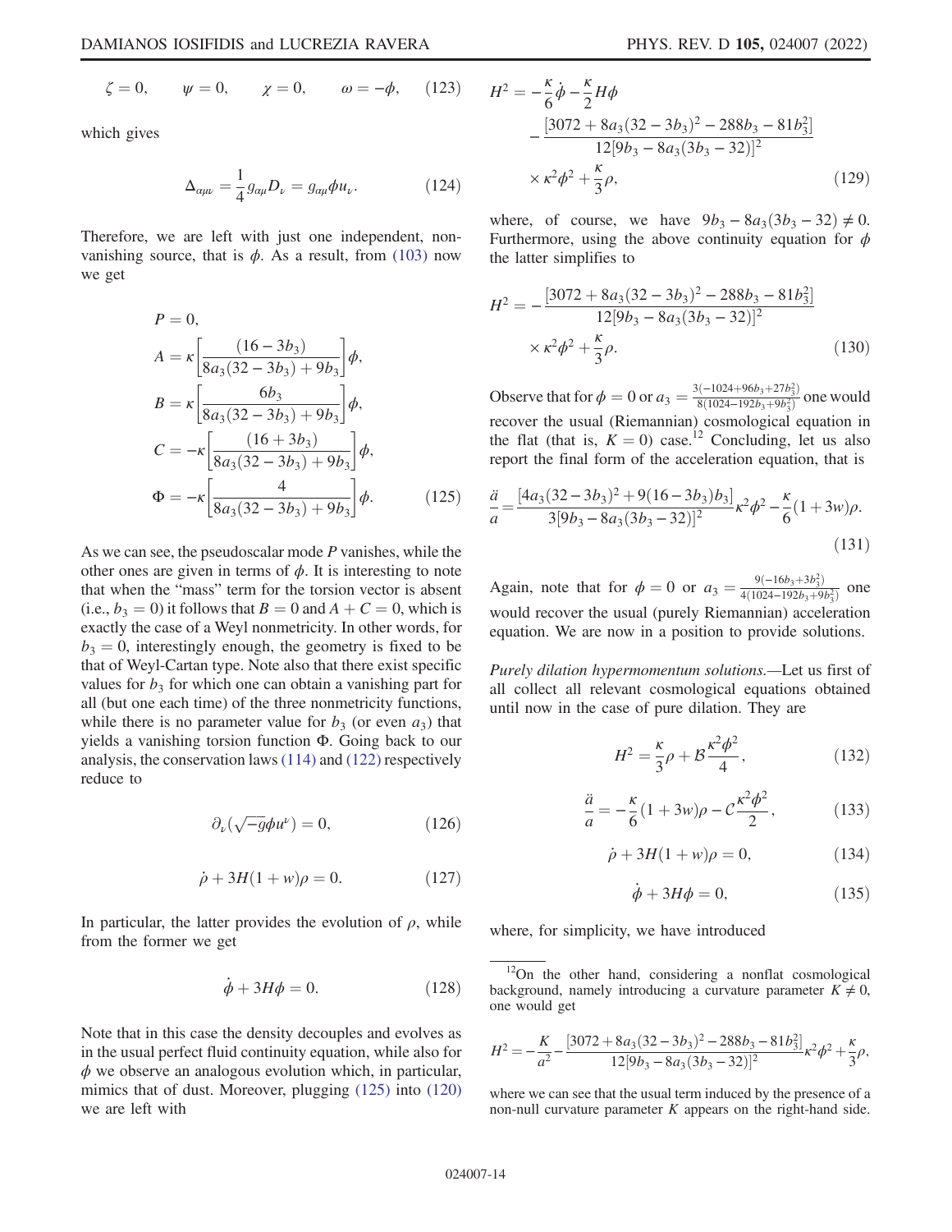$$\zeta = 0, \qquad \psi = 0, \qquad \chi = 0, \qquad \omega = -\phi, \tag{123}$$

which gives

$$\Delta_{\alpha\mu\nu} = \frac{1}{4} g_{\alpha\mu} D_\nu = g_{\alpha\mu} \phi u_\nu. \tag{124}$$

Therefore, we are left with just one independent, nonvanishing source, that is $\phi$. As a result, from (103) now we get

$$\begin{aligned}
P &= 0, \\
A &= \kappa \left[ \frac{(16 - 3b_3)}{8a_3(32 - 3b_3) + 9b_3} \right] \phi, \\
B &= \kappa \left[ \frac{6b_3}{8a_3(32 - 3b_3) + 9b_3} \right] \phi, \\
C &= -\kappa \left[ \frac{(16 + 3b_3)}{8a_3(32 - 3b_3) + 9b_3} \right] \phi, \\
\Phi &= -\kappa \left[ \frac{4}{8a_3(32 - 3b_3) + 9b_3} \right] \phi.
\end{aligned} \tag{125}$$

As we can see, the pseudoscalar mode $P$ vanishes, while the other ones are given in terms of $\phi$. It is interesting to note that when the "mass" term for the torsion vector is absent (i.e., $b_3 = 0$) it follows that $B = 0$ and $A + C = 0$, which is exactly the case of a Weyl nonmetricity. In other words, for $b_3 = 0$, interestingly enough, the geometry is fixed to be that of Weyl-Cartan type. Note also that there exist specific values for $b_3$ for which one can obtain a vanishing part for all (but one each time) of the three nonmetricity functions, while there is no parameter value for $b_3$ (or even $a_3$) that yields a vanishing torsion function $\Phi$. Going back to our analysis, the conservation laws (114) and (122) respectively reduce to

$$\partial_\nu (\sqrt{-g} \phi u^\nu) = 0, \tag{126}$$

$$\dot{\rho} + 3H(1 + w)\rho = 0. \tag{127}$$

In particular, the latter provides the evolution of $\rho$, while from the former we get

$$\dot{\phi} + 3H\phi = 0. \tag{128}$$

Note that in this case the density decouples and evolves as in the usual perfect fluid continuity equation, while also for $\phi$ we observe an analogous evolution which, in particular, mimics that of dust. Moreover, plugging (125) into (120) we are left with

$$\begin{aligned}
H^2 = &-\frac{\kappa}{6}\dot{\phi} - \frac{\kappa}{2} H\phi \\
&- \frac{[3072 + 8a_3(32 - 3b_3)^2 - 288b_3 - 81b_3^2]}{12[9b_3 - 8a_3(3b_3 - 32)]^2} \\
&\times \kappa^2 \phi^2 + \frac{\kappa}{3}\rho,
\end{aligned} \tag{129}$$

where, of course, we have $9b_3 - 8a_3(3b_3 - 32) \neq 0$. Furthermore, using the above continuity equation for $\phi$ the latter simplifies to

$$\begin{aligned}
H^2 = &- \frac{[3072 + 8a_3(32 - 3b_3)^2 - 288b_3 - 81b_3^2]}{12[9b_3 - 8a_3(3b_3 - 32)]^2} \\
&\times \kappa^2 \phi^2 + \frac{\kappa}{3}\rho.
\end{aligned} \tag{130}$$

Observe that for $\phi = 0$ or $a_3 = \frac{3(-1024 + 96b_3 + 27b_3^2)}{8(1024 - 192b_3 + 9b_3^2)}$ one would recover the usual (Riemannian) cosmological equation in the flat (that is, $K = 0$) case.[12] Concluding, let us also report the final form of the acceleration equation, that is

$$\frac{\ddot{a}}{a} = \frac{[4a_3(32 - 3b_3)^2 + 9(16 - 3b_3)b_3]}{3[9b_3 - 8a_3(3b_3 - 32)]^2} \kappa^2 \phi^2 - \frac{\kappa}{6}(1 + 3w)\rho. \tag{131}$$

Again, note that for $\phi = 0$ or $a_3 = \frac{9(-16b_3 + 3b_3^2)}{4(1024 - 192b_3 + 9b_3^2)}$ one would recover the usual (purely Riemannian) acceleration equation. We are now in a position to provide solutions.

*Purely dilation hypermomentum solutions.*—Let us first of all collect all relevant cosmological equations obtained until now in the case of pure dilation. They are

$$H^2 = \frac{\kappa}{3}\rho + \mathcal{B}\frac{\kappa^2 \phi^2}{4}, \tag{132}$$

$$\frac{\ddot{a}}{a} = -\frac{\kappa}{6}(1 + 3w)\rho - \mathcal{C}\frac{\kappa^2 \phi^2}{2}, \tag{133}$$

$$\dot{\rho} + 3H(1 + w)\rho = 0, \tag{134}$$

$$\dot{\phi} + 3H\phi = 0, \tag{135}$$

where, for simplicity, we have introduced

[12] On the other hand, considering a nonflat cosmological background, namely introducing a curvature parameter $K \neq 0$, one would get

$$H^2 = -\frac{K}{a^2} - \frac{[3072 + 8a_3(32 - 3b_3)^2 - 288b_3 - 81b_3^2]}{12[9b_3 - 8a_3(3b_3 - 32)]^2} \kappa^2 \phi^2 + \frac{\kappa}{3}\rho,$$

where we can see that the usual term induced by the presence of a non-null curvature parameter $K$ appears on the right-hand side.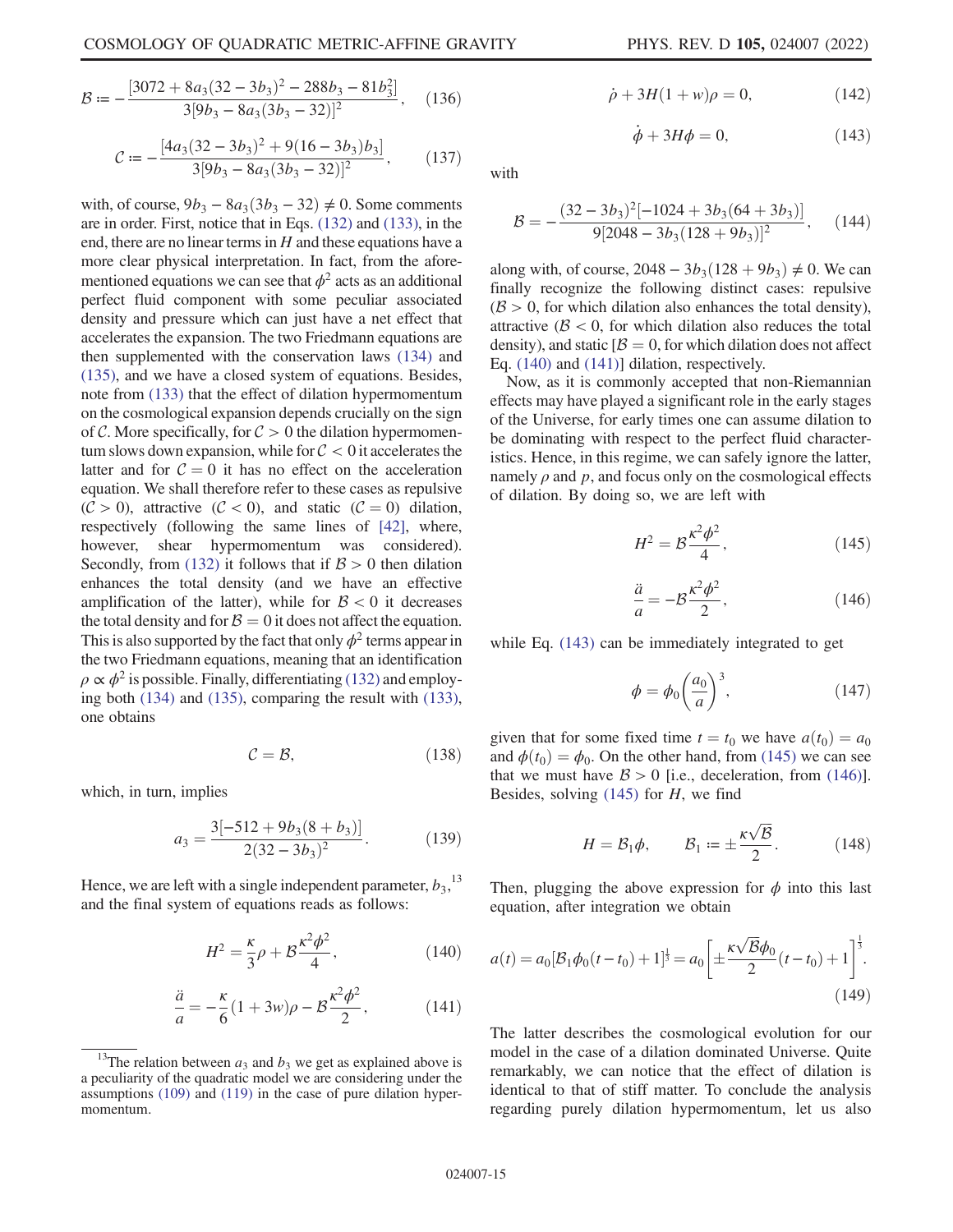$$
\mathcal{B} := -\frac{[3072 + 8a_3(32 - 3b_3)^2 - 288b_3 - 81b_3^2]}{3[9b_3 - 8a_3(3b_3 - 32)]^2}, \quad (136)
$$

$$
\mathcal{C} := -\frac{[4a_3(32 - 3b_3)^2 + 9(16 - 3b_3)b_3]}{3[9b_3 - 8a_3(3b_3 - 32)]^2}, \quad (137)
$$

with, of course, $9b_3 - 8a_3(3b_3 - 32) \neq 0$. Some comments are in order. First, notice that in Eqs. (132) and (133), in the end, there are no linear terms in $H$ and these equations have a more clear physical interpretation. In fact, from the aforementioned equations we can see that $\phi^2$ acts as an additional perfect fluid component with some peculiar associated density and pressure which can just have a net effect that accelerates the expansion. The two Friedmann equations are then supplemented with the conservation laws (134) and (135), and we have a closed system of equations. Besides, note from (133) that the effect of dilation hypermomentum on the cosmological expansion depends crucially on the sign of $\mathcal{C}$. More specifically, for $\mathcal{C} > 0$ the dilation hypermomentum slows down expansion, while for $\mathcal{C} < 0$ it accelerates the latter and for $\mathcal{C} = 0$ it has no effect on the acceleration equation. We shall therefore refer to these cases as repulsive ($\mathcal{C} > 0$), attractive ($\mathcal{C} < 0$), and static ($\mathcal{C} = 0$) dilation, respectively (following the same lines of [42], where, however, shear hypermomentum was considered). Secondly, from (132) it follows that if $\mathcal{B} > 0$ then dilation enhances the total density (and we have an effective amplification of the latter), while for $\mathcal{B} < 0$ it decreases the total density and for $\mathcal{B} = 0$ it does not affect the equation. This is also supported by the fact that only $\phi^2$ terms appear in the two Friedmann equations, meaning that an identification $\rho \propto \phi^2$ is possible. Finally, differentiating (132) and employing both (134) and (135), comparing the result with (133), one obtains

$$
\mathcal{C} = \mathcal{B}, \quad (138)
$$

which, in turn, implies

$$
a_3 = \frac{3[-512 + 9b_3(8 + b_3)]}{2(32 - 3b_3)^2}. \quad (139)
$$

Hence, we are left with a single independent parameter, $b_3$,[13] and the final system of equations reads as follows:

$$
H^2 = \frac{\kappa}{3}\rho + \mathcal{B}\frac{\kappa^2\phi^2}{4}, \quad (140)
$$

$$
\frac{\ddot{a}}{a} = -\frac{\kappa}{6}(1 + 3w)\rho - \mathcal{B}\frac{\kappa^2\phi^2}{2}, \quad (141)
$$

$$
\dot{\rho} + 3H(1 + w)\rho = 0, \quad (142)
$$

$$
\dot{\phi} + 3H\phi = 0, \quad (143)
$$

with

$$
\mathcal{B} = -\frac{(32 - 3b_3)^2[-1024 + 3b_3(64 + 3b_3)]}{9[2048 - 3b_3(128 + 9b_3)]^2}, \quad (144)
$$

along with, of course, $2048 - 3b_3(128 + 9b_3) \neq 0$. We can finally recognize the following distinct cases: repulsive ($\mathcal{B} > 0$, for which dilation also enhances the total density), attractive ($\mathcal{B} < 0$, for which dilation also reduces the total density), and static [$\mathcal{B} = 0$, for which dilation does not affect Eq. (140) and (141)] dilation, respectively.

Now, as it is commonly accepted that non-Riemannian effects may have played a significant role in the early stages of the Universe, for early times one can assume dilation to be dominating with respect to the perfect fluid characteristics. Hence, in this regime, we can safely ignore the latter, namely $\rho$ and $p$, and focus only on the cosmological effects of dilation. By doing so, we are left with

$$
H^2 = \mathcal{B}\frac{\kappa^2\phi^2}{4}, \quad (145)
$$

$$
\frac{\ddot{a}}{a} = -\mathcal{B}\frac{\kappa^2\phi^2}{2}, \quad (146)
$$

while Eq. (143) can be immediately integrated to get

$$
\phi = \phi_0\left(\frac{a_0}{a}\right)^3, \quad (147)
$$

given that for some fixed time $t = t_0$ we have $a(t_0) = a_0$ and $\phi(t_0) = \phi_0$. On the other hand, from (145) we can see that we must have $\mathcal{B} > 0$ [i.e., deceleration, from (146)]. Besides, solving (145) for $H$, we find

$$
H = \mathcal{B}_1\phi, \qquad \mathcal{B}_1 := \pm\frac{\kappa\sqrt{\mathcal{B}}}{2}. \quad (148)
$$

Then, plugging the above expression for $\phi$ into this last equation, after integration we obtain

$$
a(t) = a_0[\mathcal{B}_1\phi_0(t - t_0) + 1]^{\frac{1}{3}} = a_0\left[\pm\frac{\kappa\sqrt{\mathcal{B}}\phi_0}{2}(t - t_0) + 1\right]^{\frac{1}{3}}. \quad (149)
$$

The latter describes the cosmological evolution for our model in the case of a dilation dominated Universe. Quite remarkably, we can notice that the effect of dilation is identical to that of stiff matter. To conclude the analysis regarding purely dilation hypermomentum, let us also

[13] The relation between $a_3$ and $b_3$ we get as explained above is a peculiarity of the quadratic model we are considering under the assumptions (109) and (119) in the case of pure dilation hypermomentum.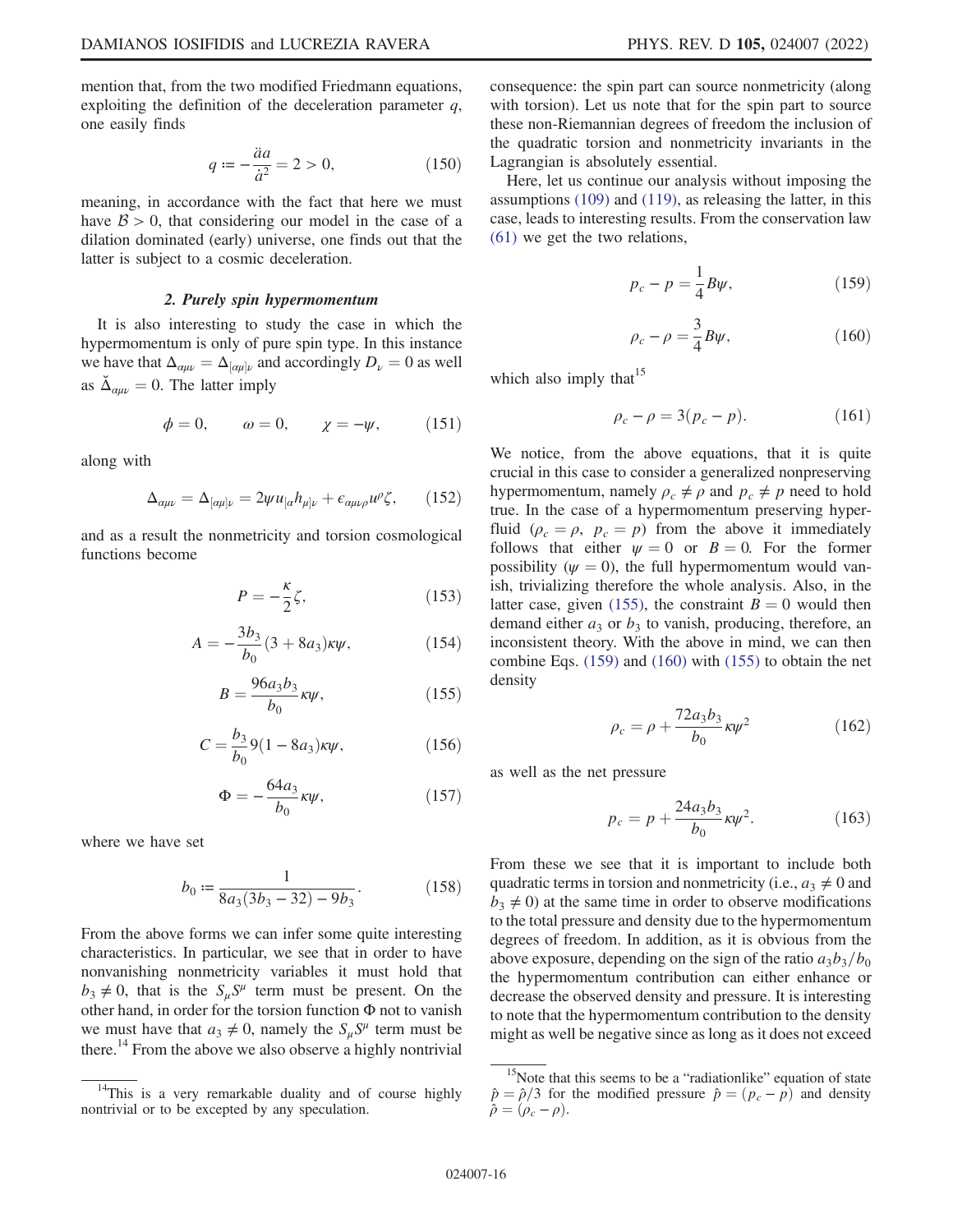mention that, from the two modified Friedmann equations, exploiting the definition of the deceleration parameter $q$, one easily finds

$$q := -\frac{\ddot{a}a}{\dot{a}^2} = 2 > 0, \tag{150}$$

meaning, in accordance with the fact that here we must have $\mathcal{B} > 0$, that considering our model in the case of a dilation dominated (early) universe, one finds out that the latter is subject to a cosmic deceleration.

### 2. Purely spin hypermomentum

It is also interesting to study the case in which the hypermomentum is only of pure spin type. In this instance we have that $\Delta_{\alpha\mu\nu} = \Delta_{[\alpha\mu]\nu}$ and accordingly $D_\nu = 0$ as well as $\check{\Delta}_{\alpha\mu\nu} = 0$. The latter imply

$$\phi = 0, \qquad \omega = 0, \qquad \chi = -\psi, \tag{151}$$

along with

$$\Delta_{\alpha\mu\nu} = \Delta_{[\alpha\mu]\nu} = 2\psi u_{[\alpha}h_{\mu]\nu} + \epsilon_{\alpha\mu\nu\rho}u^\rho\zeta, \tag{152}$$

and as a result the nonmetricity and torsion cosmological functions become

$$P = -\frac{\kappa}{2}\zeta, \tag{153}$$

$$A = -\frac{3b_3}{b_0}(3 + 8a_3)\kappa\psi, \tag{154}$$

$$B = \frac{96a_3b_3}{b_0}\kappa\psi, \tag{155}$$

$$C = \frac{b_3}{b_0}9(1 - 8a_3)\kappa\psi, \tag{156}$$

$$\Phi = -\frac{64a_3}{b_0}\kappa\psi, \tag{157}$$

where we have set

$$b_0 := \frac{1}{8a_3(3b_3 - 32) - 9b_3}. \tag{158}$$

From the above forms we can infer some quite interesting characteristics. In particular, we see that in order to have nonvanishing nonmetricity variables it must hold that $b_3 \neq 0$, that is the $S_\mu S^\mu$ term must be present. On the other hand, in order for the torsion function $\Phi$ not to vanish we must have that $a_3 \neq 0$, namely the $S_\mu S^\mu$ term must be there.[14] From the above we also observe a highly nontrivial consequence: the spin part can source nonmetricity (along with torsion). Let us note that for the spin part to source these non-Riemannian degrees of freedom the inclusion of the quadratic torsion and nonmetricity invariants in the Lagrangian is absolutely essential.

Here, let us continue our analysis without imposing the assumptions (109) and (119), as releasing the latter, in this case, leads to interesting results. From the conservation law (61) we get the two relations,

$$p_c - p = \frac{1}{4}B\psi, \tag{159}$$

$$\rho_c - \rho = \frac{3}{4}B\psi, \tag{160}$$

which also imply that[15]

$$\rho_c - \rho = 3(p_c - p). \tag{161}$$

We notice, from the above equations, that it is quite crucial in this case to consider a generalized nonpreserving hypermomentum, namely $\rho_c \neq \rho$ and $p_c \neq p$ need to hold true. In the case of a hypermomentum preserving hyperfluid ($\rho_c = \rho$, $p_c = p$) from the above it immediately follows that either $\psi = 0$ or $B = 0$. For the former possibility ($\psi = 0$), the full hypermomentum would vanish, trivializing therefore the whole analysis. Also, in the latter case, given (155), the constraint $B = 0$ would then demand either $a_3$ or $b_3$ to vanish, producing, therefore, an inconsistent theory. With the above in mind, we can then combine Eqs. (159) and (160) with (155) to obtain the net density

$$\rho_c = \rho + \frac{72a_3b_3}{b_0}\kappa\psi^2 \tag{162}$$

as well as the net pressure

$$p_c = p + \frac{24a_3b_3}{b_0}\kappa\psi^2. \tag{163}$$

From these we see that it is important to include both quadratic terms in torsion and nonmetricity (i.e., $a_3 \neq 0$ and $b_3 \neq 0$) at the same time in order to observe modifications to the total pressure and density due to the hypermomentum degrees of freedom. In addition, as it is obvious from the above exposure, depending on the sign of the ratio $a_3b_3/b_0$ the hypermomentum contribution can either enhance or decrease the observed density and pressure. It is interesting to note that the hypermomentum contribution to the density might as well be negative since as long as it does not exceed

---

[14] This is a very remarkable duality and of course highly nontrivial or to be excepted by any speculation.

[15] Note that this seems to be a "radiationlike" equation of state $\hat{p} = \hat{\rho}/3$ for the modified pressure $\hat{p} = (p_c - p)$ and density $\hat{\rho} = (\rho_c - \rho)$.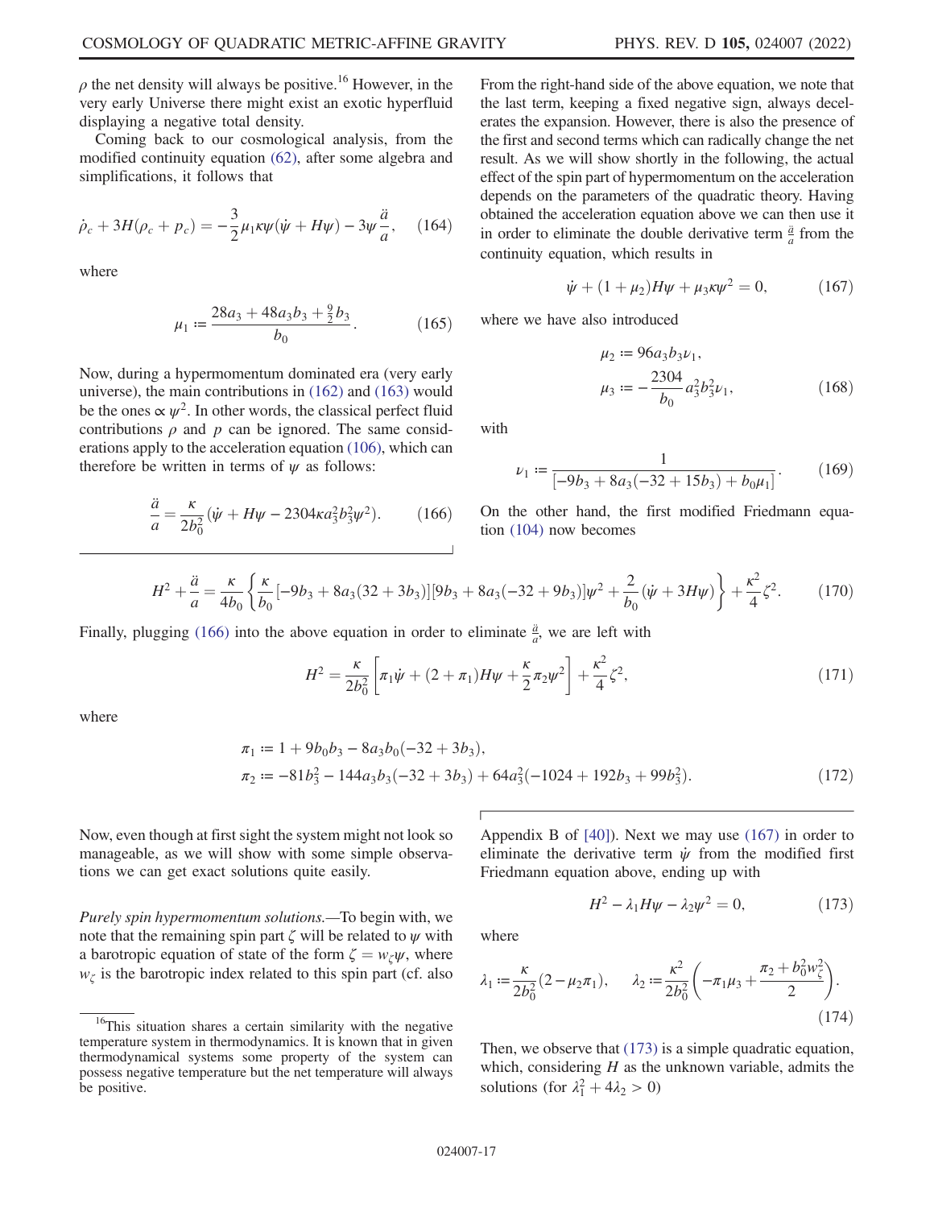$\rho$ the net density will always be positive.[16] However, in the very early Universe there might exist an exotic hyperfluid displaying a negative total density.

Coming back to our cosmological analysis, from the modified continuity equation (62), after some algebra and simplifications, it follows that

$$\dot{\rho}_c + 3H(\rho_c + p_c) = -\frac{3}{2}\mu_1\kappa\psi(\dot{\psi} + H\psi) - 3\psi\frac{\ddot{a}}{a}, \quad (164)$$

where

$$\mu_1 := \frac{28a_3 + 48a_3b_3 + \frac{9}{2}b_3}{b_0}. \quad (165)$$

Now, during a hypermomentum dominated era (very early universe), the main contributions in (162) and (163) would be the ones $\propto \psi^2$. In other words, the classical perfect fluid contributions $\rho$ and $p$ can be ignored. The same considerations apply to the acceleration equation (106), which can therefore be written in terms of $\psi$ as follows:

$$\frac{\ddot{a}}{a} = \frac{\kappa}{2b_0^2}(\dot{\psi} + H\psi - 2304\kappa a_3^2 b_3^2 \psi^2). \quad (166)$$

From the right-hand side of the above equation, we note that the last term, keeping a fixed negative sign, always decelerates the expansion. However, there is also the presence of the first and second terms which can radically change the net result. As we will show shortly in the following, the actual effect of the spin part of hypermomentum on the acceleration depends on the parameters of the quadratic theory. Having obtained the acceleration equation above we can then use it in order to eliminate the double derivative term $\frac{\ddot{a}}{a}$ from the continuity equation, which results in

$$\dot{\psi} + (1 + \mu_2)H\psi + \mu_3\kappa\psi^2 = 0, \quad (167)$$

where we have also introduced

$$\mu_2 := 96a_3b_3\nu_1,$$
$$\mu_3 := -\frac{2304}{b_0}a_3^2 b_3^2 \nu_1, \quad (168)$$

with

$$\nu_1 := \frac{1}{[-9b_3 + 8a_3(-32 + 15b_3) + b_0\mu_1]}. \quad (169)$$

On the other hand, the first modified Friedmann equation (104) now becomes

$$H^2 + \frac{\ddot{a}}{a} = \frac{\kappa}{4b_0}\left\{\frac{\kappa}{b_0}[-9b_3 + 8a_3(32 + 3b_3)][9b_3 + 8a_3(-32 + 9b_3)]\psi^2 + \frac{2}{b_0}(\dot{\psi} + 3H\psi)\right\} + \frac{\kappa^2}{4}\zeta^2. \quad (170)$$

Finally, plugging (166) into the above equation in order to eliminate $\frac{\ddot{a}}{a}$, we are left with

$$H^2 = \frac{\kappa}{2b_0^2}\left[\pi_1\dot{\psi} + (2 + \pi_1)H\psi + \frac{\kappa}{2}\pi_2\psi^2\right] + \frac{\kappa^2}{4}\zeta^2, \quad (171)$$

where

$$\pi_1 := 1 + 9b_0b_3 - 8a_3b_0(-32 + 3b_3),$$
$$\pi_2 := -81b_3^2 - 144a_3b_3(-32 + 3b_3) + 64a_3^2(-1024 + 192b_3 + 99b_3^2). \quad (172)$$

Now, even though at first sight the system might not look so manageable, as we will show with some simple observations we can get exact solutions quite easily.

*Purely spin hypermomentum solutions.*—To begin with, we note that the remaining spin part $\zeta$ will be related to $\psi$ with a barotropic equation of state of the form $\zeta = w_\zeta\psi$, where $w_\zeta$ is the barotropic index related to this spin part (cf. also Appendix B of [40]). Next we may use (167) in order to eliminate the derivative term $\dot{\psi}$ from the modified first Friedmann equation above, ending up with

$$H^2 - \lambda_1 H\psi - \lambda_2\psi^2 = 0, \quad (173)$$

where

$$\lambda_1 := \frac{\kappa}{2b_0^2}(2 - \mu_2\pi_1), \qquad \lambda_2 := \frac{\kappa^2}{2b_0^2}\left(-\pi_1\mu_3 + \frac{\pi_2 + b_0^2 w_\zeta^2}{2}\right). \quad (174)$$

Then, we observe that (173) is a simple quadratic equation, which, considering $H$ as the unknown variable, admits the solutions (for $\lambda_1^2 + 4\lambda_2 > 0$)

[16]This situation shares a certain similarity with the negative temperature system in thermodynamics. It is known that in given thermodynamical systems some property of the system can possess negative temperature but the net temperature will always be positive.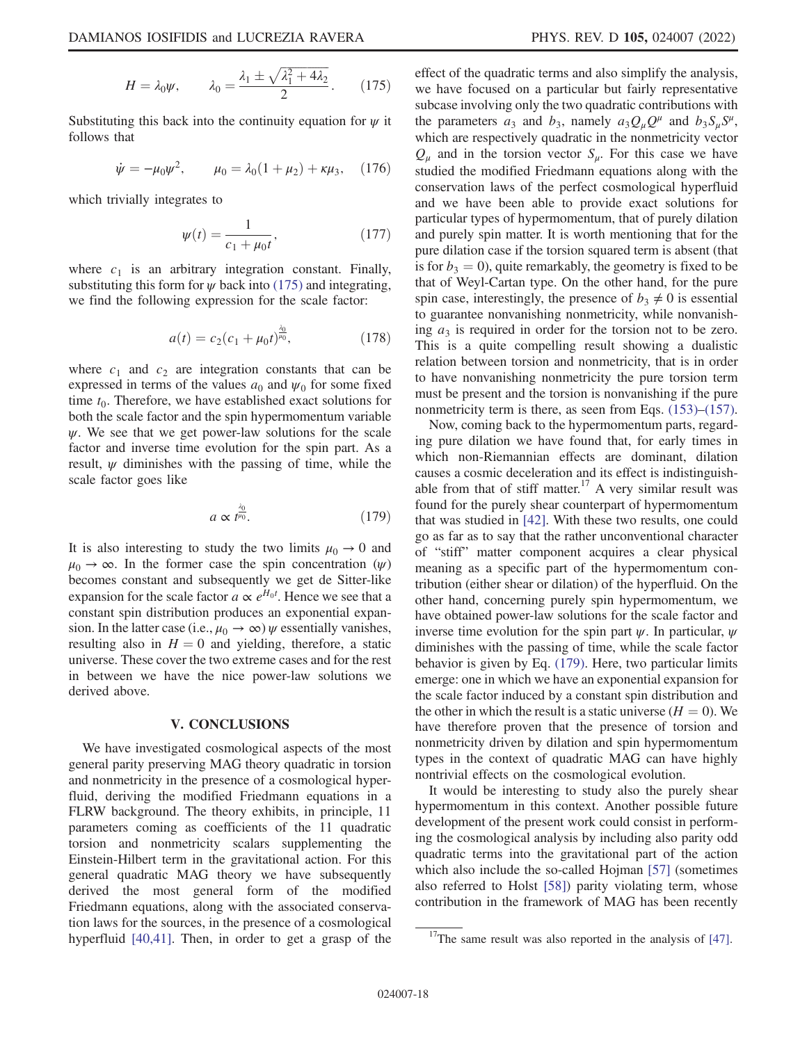$$H = \lambda_0 \psi, \qquad \lambda_0 = \frac{\lambda_1 \pm \sqrt{\lambda_1^2 + 4\lambda_2}}{2}. \tag{175}$$

Substituting this back into the continuity equation for $\psi$ it follows that

$$\dot{\psi} = -\mu_0 \psi^2, \qquad \mu_0 = \lambda_0(1 + \mu_2) + \kappa\mu_3, \tag{176}$$

which trivially integrates to

$$\psi(t) = \frac{1}{c_1 + \mu_0 t}, \tag{177}$$

where $c_1$ is an arbitrary integration constant. Finally, substituting this form for $\psi$ back into (175) and integrating, we find the following expression for the scale factor:

$$a(t) = c_2 (c_1 + \mu_0 t)^{\frac{\lambda_0}{\mu_0}}, \tag{178}$$

where $c_1$ and $c_2$ are integration constants that can be expressed in terms of the values $a_0$ and $\psi_0$ for some fixed time $t_0$. Therefore, we have established exact solutions for both the scale factor and the spin hypermomentum variable $\psi$. We see that we get power-law solutions for the scale factor and inverse time evolution for the spin part. As a result, $\psi$ diminishes with the passing of time, while the scale factor goes like

$$a \propto t^{\frac{\lambda_0}{\mu_0}}. \tag{179}$$

It is also interesting to study the two limits $\mu_0 \to 0$ and $\mu_0 \to \infty$. In the former case the spin concentration ($\psi$) becomes constant and subsequently we get de Sitter-like expansion for the scale factor $a \propto e^{H_0 t}$. Hence we see that a constant spin distribution produces an exponential expansion. In the latter case (i.e., $\mu_0 \to \infty$) $\psi$ essentially vanishes, resulting also in $H = 0$ and yielding, therefore, a static universe. These cover the two extreme cases and for the rest in between we have the nice power-law solutions we derived above.

## V. CONCLUSIONS

We have investigated cosmological aspects of the most general parity preserving MAG theory quadratic in torsion and nonmetricity in the presence of a cosmological hyperfluid, deriving the modified Friedmann equations in a FLRW background. The theory exhibits, in principle, 11 parameters coming as coefficients of the 11 quadratic torsion and nonmetricity scalars supplementing the Einstein-Hilbert term in the gravitational action. For this general quadratic MAG theory we have subsequently derived the most general form of the modified Friedmann equations, along with the associated conservation laws for the sources, in the presence of a cosmological hyperfluid [40,41]. Then, in order to get a grasp of the effect of the quadratic terms and also simplify the analysis, we have focused on a particular but fairly representative subcase involving only the two quadratic contributions with the parameters $a_3$ and $b_3$, namely $a_3 Q_\mu Q^\mu$ and $b_3 S_\mu S^\mu$, which are respectively quadratic in the nonmetricity vector $Q_\mu$ and in the torsion vector $S_\mu$. For this case we have studied the modified Friedmann equations along with the conservation laws of the perfect cosmological hyperfluid and we have been able to provide exact solutions for particular types of hypermomentum, that of purely dilation and purely spin matter. It is worth mentioning that for the pure dilation case if the torsion squared term is absent (that is for $b_3 = 0$), quite remarkably, the geometry is fixed to be that of Weyl-Cartan type. On the other hand, for the pure spin case, interestingly, the presence of $b_3 \neq 0$ is essential to guarantee nonvanishing nonmetricity, while nonvanishing $a_3$ is required in order for the torsion not to be zero. This is a quite compelling result showing a dualistic relation between torsion and nonmetricity, that is in order to have nonvanishing nonmetricity the pure torsion term must be present and the torsion is nonvanishing if the pure nonmetricity term is there, as seen from Eqs. (153)–(157).

Now, coming back to the hypermomentum parts, regarding pure dilation we have found that, for early times in which non-Riemannian effects are dominant, dilation causes a cosmic deceleration and its effect is indistinguishable from that of stiff matter.[17] A very similar result was found for the purely shear counterpart of hypermomentum that was studied in [42]. With these two results, one could go as far as to say that the rather unconventional character of "stiff" matter component acquires a clear physical meaning as a specific part of the hypermomentum contribution (either shear or dilation) of the hyperfluid. On the other hand, concerning purely spin hypermomentum, we have obtained power-law solutions for the scale factor and inverse time evolution for the spin part $\psi$. In particular, $\psi$ diminishes with the passing of time, while the scale factor behavior is given by Eq. (179). Here, two particular limits emerge: one in which we have an exponential expansion for the scale factor induced by a constant spin distribution and the other in which the result is a static universe ($H = 0$). We have therefore proven that the presence of torsion and nonmetricity driven by dilation and spin hypermomentum types in the context of quadratic MAG can have highly nontrivial effects on the cosmological evolution.

It would be interesting to study also the purely shear hypermomentum in this context. Another possible future development of the present work could consist in performing the cosmological analysis by including also parity odd quadratic terms into the gravitational part of the action which also include the so-called Hojman [57] (sometimes also referred to Holst [58]) parity violating term, whose contribution in the framework of MAG has been recently

[17] The same result was also reported in the analysis of [47].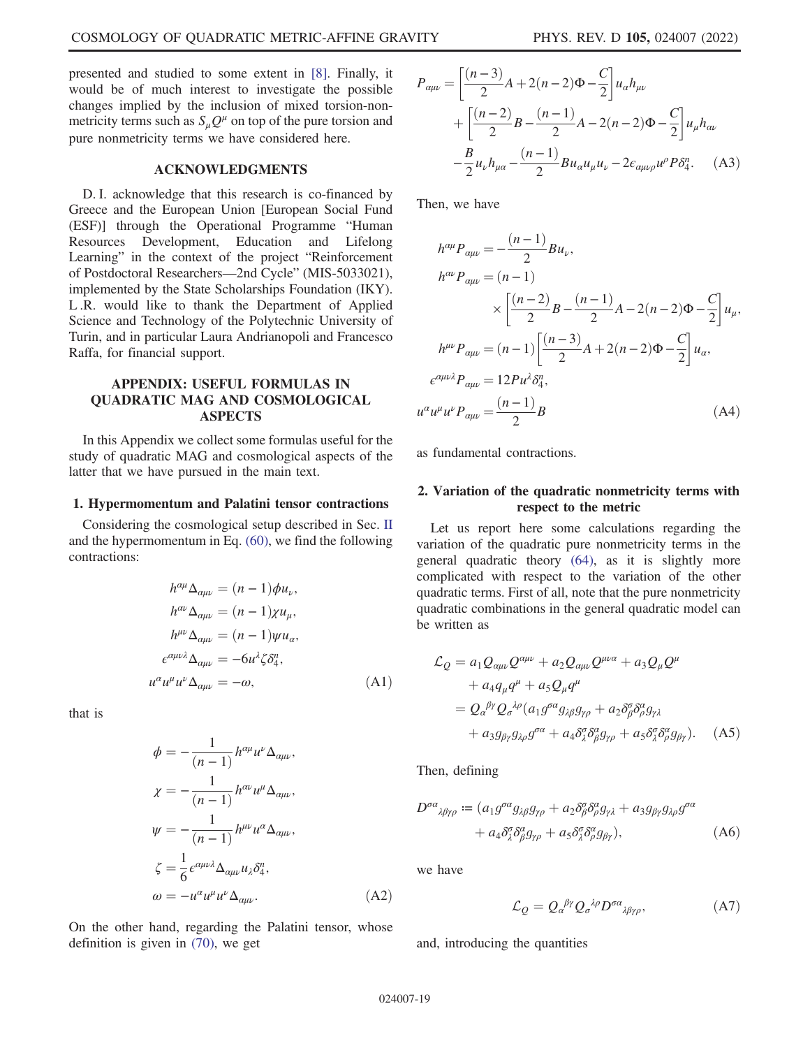presented and studied to some extent in [8]. Finally, it would be of much interest to investigate the possible changes implied by the inclusion of mixed torsion-nonmetricity terms such as $S_\mu Q^\mu$ on top of the pure torsion and pure nonmetricity terms we have considered here.

## ACKNOWLEDGMENTS

D. I. acknowledge that this research is co-financed by Greece and the European Union [European Social Fund (ESF)] through the Operational Programme "Human Resources Development, Education and Lifelong Learning" in the context of the project "Reinforcement of Postdoctoral Researchers—2nd Cycle" (MIS-5033021), implemented by the State Scholarships Foundation (IKY). L .R. would like to thank the Department of Applied Science and Technology of the Polytechnic University of Turin, and in particular Laura Andrianopoli and Francesco Raffa, for financial support.

## APPENDIX: USEFUL FORMULAS IN QUADRATIC MAG AND COSMOLOGICAL ASPECTS

In this Appendix we collect some formulas useful for the study of quadratic MAG and cosmological aspects of the latter that we have pursued in the main text.

### 1. Hypermomentum and Palatini tensor contractions

Considering the cosmological setup described in Sec. II and the hypermomentum in Eq. (60), we find the following contractions:

$$
\begin{aligned}
h^{\alpha\mu}\Delta_{\alpha\mu\nu} &= (n-1)\phi u_\nu, \\
h^{\alpha\nu}\Delta_{\alpha\mu\nu} &= (n-1)\chi u_\mu, \\
h^{\mu\nu}\Delta_{\alpha\mu\nu} &= (n-1)\psi u_\alpha, \\
\epsilon^{\alpha\mu\nu\lambda}\Delta_{\alpha\mu\nu} &= -6u^\lambda \zeta \delta_4^n, \\
u^\alpha u^\mu u^\nu \Delta_{\alpha\mu\nu} &= -\omega,
\end{aligned}
\tag{A1}
$$

that is

$$
\begin{aligned}
\phi &= -\frac{1}{(n-1)}h^{\alpha\mu}u^\nu \Delta_{\alpha\mu\nu}, \\
\chi &= -\frac{1}{(n-1)}h^{\alpha\nu}u^\mu \Delta_{\alpha\mu\nu}, \\
\psi &= -\frac{1}{(n-1)}h^{\mu\nu}u^\alpha \Delta_{\alpha\mu\nu}, \\
\zeta &= \frac{1}{6}\epsilon^{\alpha\mu\nu\lambda}\Delta_{\alpha\mu\nu}u_\lambda \delta_4^n, \\
\omega &= -u^\alpha u^\mu u^\nu \Delta_{\alpha\mu\nu}.
\end{aligned}
\tag{A2}
$$

On the other hand, regarding the Palatini tensor, whose definition is given in (70), we get

$$
\begin{aligned}
P_{\alpha\mu\nu} = &\left[\frac{(n-3)}{2}A + 2(n-2)\Phi - \frac{C}{2}\right]u_\alpha h_{\mu\nu} \\
&+ \left[\frac{(n-2)}{2}B - \frac{(n-1)}{2}A - 2(n-2)\Phi - \frac{C}{2}\right]u_\mu h_{\alpha\nu} \\
&- \frac{B}{2}u_\nu h_{\mu\alpha} - \frac{(n-1)}{2}Bu_\alpha u_\mu u_\nu - 2\epsilon_{\alpha\mu\nu\rho}u^\rho P \delta_4^n.
\end{aligned}
\tag{A3}
$$

Then, we have

$$
\begin{aligned}
h^{\alpha\mu}P_{\alpha\mu\nu} &= -\frac{(n-1)}{2}Bu_\nu, \\
h^{\alpha\nu}P_{\alpha\mu\nu} &= (n-1) \\
&\quad \times \left[\frac{(n-2)}{2}B - \frac{(n-1)}{2}A - 2(n-2)\Phi - \frac{C}{2}\right]u_\mu, \\
h^{\mu\nu}P_{\alpha\mu\nu} &= (n-1)\left[\frac{(n-3)}{2}A + 2(n-2)\Phi - \frac{C}{2}\right]u_\alpha, \\
\epsilon^{\alpha\mu\nu\lambda}P_{\alpha\mu\nu} &= 12Pu^\lambda \delta_4^n, \\
u^\alpha u^\mu u^\nu P_{\alpha\mu\nu} &= \frac{(n-1)}{2}B
\end{aligned}
\tag{A4}
$$

as fundamental contractions.

### 2. Variation of the quadratic nonmetricity terms with respect to the metric

Let us report here some calculations regarding the variation of the quadratic pure nonmetricity terms in the general quadratic theory (64), as it is slightly more complicated with respect to the variation of the other quadratic terms. First of all, note that the pure nonmetricity quadratic combinations in the general quadratic model can be written as

$$
\begin{aligned}
\mathcal{L}_Q &= a_1 Q_{\alpha\mu\nu}Q^{\alpha\mu\nu} + a_2 Q_{\alpha\mu\nu}Q^{\mu\nu\alpha} + a_3 Q_\mu Q^\mu \\
&\quad + a_4 q_\mu q^\mu + a_5 Q_\mu q^\mu \\
&= Q_\alpha{}^{\beta\gamma}Q_\sigma{}^{\lambda\rho}(a_1 g^{\sigma\alpha}g_{\lambda\beta}g_{\gamma\rho} + a_2 \delta_\beta^\sigma \delta_\rho^\alpha g_{\gamma\lambda} \\
&\quad + a_3 g_{\beta\gamma}g_{\lambda\rho}g^{\sigma\alpha} + a_4 \delta_\lambda^\sigma \delta_\beta^\alpha g_{\gamma\rho} + a_5 \delta_\lambda^\sigma \delta_\rho^\alpha g_{\beta\gamma}).
\end{aligned}
\tag{A5}
$$

Then, defining

$$
\begin{aligned}
D^{\sigma\alpha}{}_{\lambda\beta\gamma\rho} := (&a_1 g^{\sigma\alpha}g_{\lambda\beta}g_{\gamma\rho} + a_2 \delta_\beta^\sigma \delta_\rho^\alpha g_{\gamma\lambda} + a_3 g_{\beta\gamma}g_{\lambda\rho}g^{\sigma\alpha} \\
&+ a_4 \delta_\lambda^\sigma \delta_\beta^\alpha g_{\gamma\rho} + a_5 \delta_\lambda^\sigma \delta_\rho^\alpha g_{\beta\gamma}),
\end{aligned}
\tag{A6}
$$

we have

$$
\mathcal{L}_Q = Q_\alpha{}^{\beta\gamma}Q_\sigma{}^{\lambda\rho}D^{\sigma\alpha}{}_{\lambda\beta\gamma\rho},
\tag{A7}
$$

and, introducing the quantities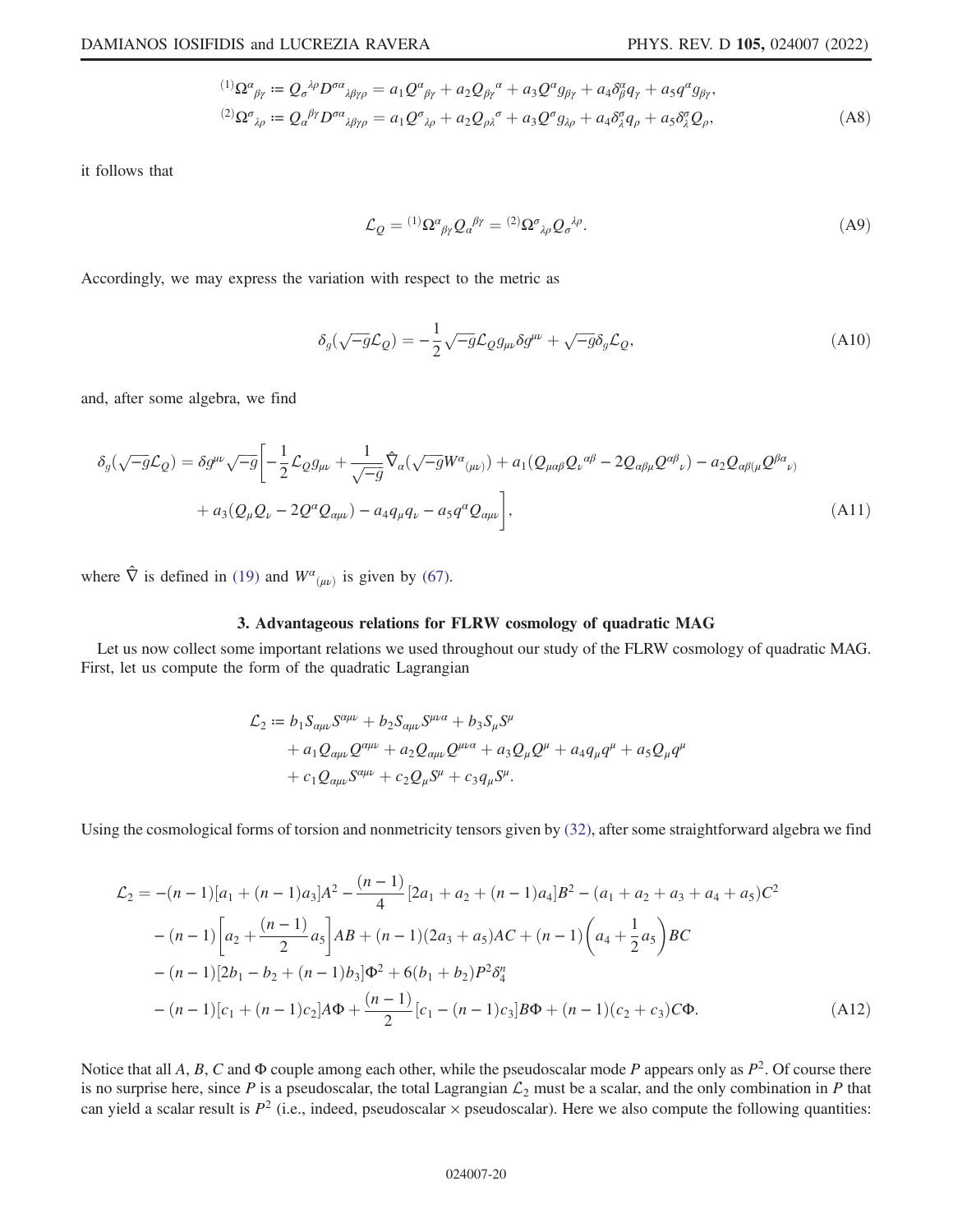$$
\begin{aligned}
{}^{(1)}\Omega^{\alpha}{}_{\beta\gamma} &:= Q_{\sigma}{}^{\lambda\rho} D^{\sigma\alpha}{}_{\lambda\beta\gamma\rho} = a_1 Q^{\alpha}{}_{\beta\gamma} + a_2 Q_{\beta\gamma}{}^{\alpha} + a_3 Q^{\alpha} g_{\beta\gamma} + a_4 \delta^{\alpha}_{\beta} q_{\gamma} + a_5 q^{\alpha} g_{\beta\gamma}, \\
{}^{(2)}\Omega^{\sigma}{}_{\lambda\rho} &:= Q_{\alpha}{}^{\beta\gamma} D^{\sigma\alpha}{}_{\lambda\beta\gamma\rho} = a_1 Q^{\sigma}{}_{\lambda\rho} + a_2 Q_{\rho\lambda}{}^{\sigma} + a_3 Q^{\sigma} g_{\lambda\rho} + a_4 \delta^{\sigma}_{\lambda} q_{\rho} + a_5 \delta^{\sigma}_{\lambda} Q_{\rho},
\end{aligned} \tag{A8}
$$

it follows that

$$
\mathcal{L}_Q = {}^{(1)}\Omega^{\alpha}{}_{\beta\gamma} Q_{\alpha}{}^{\beta\gamma} = {}^{(2)}\Omega^{\sigma}{}_{\lambda\rho} Q_{\sigma}{}^{\lambda\rho}. \tag{A9}
$$

Accordingly, we may express the variation with respect to the metric as

$$
\delta_g(\sqrt{-g}\mathcal{L}_Q) = -\frac{1}{2}\sqrt{-g}\mathcal{L}_Q g_{\mu\nu}\delta g^{\mu\nu} + \sqrt{-g}\delta_g \mathcal{L}_Q, \tag{A10}
$$

and, after some algebra, we find

$$
\begin{aligned}
\delta_g(\sqrt{-g}\mathcal{L}_Q) = \delta g^{\mu\nu}\sqrt{-g}\bigg[ &-\frac{1}{2}\mathcal{L}_Q g_{\mu\nu} + \frac{1}{\sqrt{-g}}\hat{\nabla}_{\alpha}(\sqrt{-g}W^{\alpha}{}_{(\mu\nu)}) + a_1(Q_{\mu\alpha\beta}Q_{\nu}{}^{\alpha\beta} - 2Q_{\alpha\beta\mu}Q^{\alpha\beta}{}_{\nu}) - a_2 Q_{\alpha\beta(\mu}Q^{\beta\alpha}{}_{\nu)} \\
&+ a_3(Q_{\mu}Q_{\nu} - 2Q^{\alpha}Q_{\alpha\mu\nu}) - a_4 q_{\mu}q_{\nu} - a_5 q^{\alpha}Q_{\alpha\mu\nu}\bigg],
\end{aligned} \tag{A11}
$$

where $\hat{\nabla}$ is defined in (19) and $W^{\alpha}{}_{(\mu\nu)}$ is given by (67).

### 3. Advantageous relations for FLRW cosmology of quadratic MAG

Let us now collect some important relations we used throughout our study of the FLRW cosmology of quadratic MAG. First, let us compute the form of the quadratic Lagrangian

$$
\begin{aligned}
\mathcal{L}_2 := &\, b_1 S_{\alpha\mu\nu}S^{\alpha\mu\nu} + b_2 S_{\alpha\mu\nu}S^{\mu\nu\alpha} + b_3 S_{\mu}S^{\mu} \\
&+ a_1 Q_{\alpha\mu\nu}Q^{\alpha\mu\nu} + a_2 Q_{\alpha\mu\nu}Q^{\mu\nu\alpha} + a_3 Q_{\mu}Q^{\mu} + a_4 q_{\mu}q^{\mu} + a_5 Q_{\mu}q^{\mu} \\
&+ c_1 Q_{\alpha\mu\nu}S^{\alpha\mu\nu} + c_2 Q_{\mu}S^{\mu} + c_3 q_{\mu}S^{\mu}.
\end{aligned}
$$

Using the cosmological forms of torsion and nonmetricity tensors given by (32), after some straightforward algebra we find

$$
\begin{aligned}
\mathcal{L}_2 = &-(n-1)[a_1 + (n-1)a_3]A^2 - \frac{(n-1)}{4}[2a_1 + a_2 + (n-1)a_4]B^2 - (a_1 + a_2 + a_3 + a_4 + a_5)C^2 \\
&-(n-1)\left[a_2 + \frac{(n-1)}{2}a_5\right]AB + (n-1)(2a_3 + a_5)AC + (n-1)\left(a_4 + \frac{1}{2}a_5\right)BC \\
&-(n-1)[2b_1 - b_2 + (n-1)b_3]\Phi^2 + 6(b_1 + b_2)P^2\delta^n_4 \\
&-(n-1)[c_1 + (n-1)c_2]A\Phi + \frac{(n-1)}{2}[c_1 - (n-1)c_3]B\Phi + (n-1)(c_2 + c_3)C\Phi.
\end{aligned} \tag{A12}
$$

Notice that all $A$, $B$, $C$ and $\Phi$ couple among each other, while the pseudoscalar mode $P$ appears only as $P^2$. Of course there is no surprise here, since $P$ is a pseudoscalar, the total Lagrangian $\mathcal{L}_2$ must be a scalar, and the only combination in $P$ that can yield a scalar result is $P^2$ (i.e., indeed, pseudoscalar × pseudoscalar). Here we also compute the following quantities: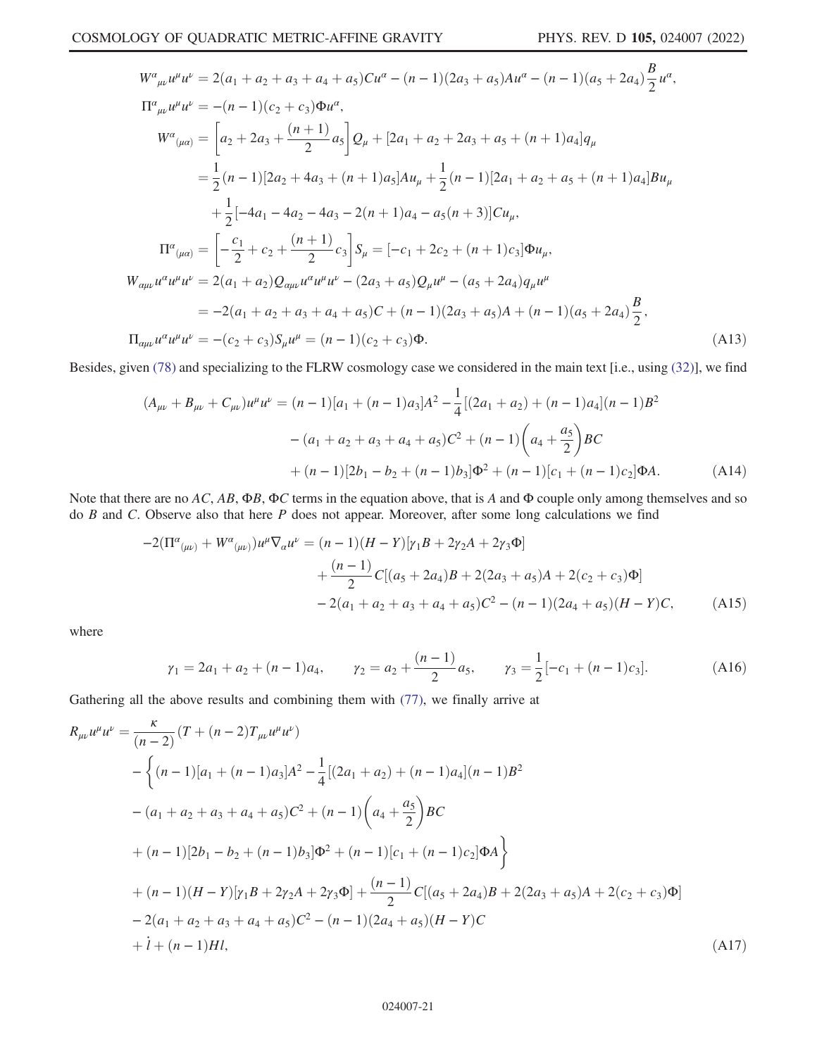$$
\begin{aligned}
W^{\alpha}{}_{\mu\nu}u^{\mu}u^{\nu} &= 2(a_1+a_2+a_3+a_4+a_5)Cu^{\alpha} - (n-1)(2a_3+a_5)Au^{\alpha} - (n-1)(a_5+2a_4)\frac{B}{2}u^{\alpha},\\
\Pi^{\alpha}{}_{\mu\nu}u^{\mu}u^{\nu} &= -(n-1)(c_2+c_3)\Phi u^{\alpha},\\
W^{\alpha}{}_{(\mu\alpha)} &= \left[a_2+2a_3+\frac{(n+1)}{2}a_5\right]Q_{\mu} + [2a_1+a_2+2a_3+a_5+(n+1)a_4]q_{\mu}\\
&= \frac{1}{2}(n-1)[2a_2+4a_3+(n+1)a_5]Au_{\mu} + \frac{1}{2}(n-1)[2a_1+a_2+a_5+(n+1)a_4]Bu_{\mu}\\
&\quad + \frac{1}{2}[-4a_1-4a_2-4a_3-2(n+1)a_4-a_5(n+3)]Cu_{\mu},\\
\Pi^{\alpha}{}_{(\mu\alpha)} &= \left[-\frac{c_1}{2}+c_2+\frac{(n+1)}{2}c_3\right]S_{\mu} = [-c_1+2c_2+(n+1)c_3]\Phi u_{\mu},\\
W_{\alpha\mu\nu}u^{\alpha}u^{\mu}u^{\nu} &= 2(a_1+a_2)Q_{\alpha\mu\nu}u^{\alpha}u^{\mu}u^{\nu} - (2a_3+a_5)Q_{\mu}u^{\mu} - (a_5+2a_4)q_{\mu}u^{\mu}\\
&= -2(a_1+a_2+a_3+a_4+a_5)C + (n-1)(2a_3+a_5)A + (n-1)(a_5+2a_4)\frac{B}{2},\\
\Pi_{\alpha\mu\nu}u^{\alpha}u^{\mu}u^{\nu} &= -(c_2+c_3)S_{\mu}u^{\mu} = (n-1)(c_2+c_3)\Phi.
\end{aligned}
\tag{A13}
$$

Besides, given (78) and specializing to the FLRW cosmology case we considered in the main text [i.e., using (32)], we find

$$
\begin{aligned}
(A_{\mu\nu}+B_{\mu\nu}+C_{\mu\nu})u^{\mu}u^{\nu} &= (n-1)[a_1+(n-1)a_3]A^2 - \frac{1}{4}[(2a_1+a_2)+(n-1)a_4](n-1)B^2\\
&\quad - (a_1+a_2+a_3+a_4+a_5)C^2 + (n-1)\left(a_4+\frac{a_5}{2}\right)BC\\
&\quad + (n-1)[2b_1-b_2+(n-1)b_3]\Phi^2 + (n-1)[c_1+(n-1)c_2]\Phi A.
\end{aligned}
\tag{A14}
$$

Note that there are no $AC$, $AB$, $\Phi B$, $\Phi C$ terms in the equation above, that is $A$ and $\Phi$ couple only among themselves and so do $B$ and $C$. Observe also that here $P$ does not appear. Moreover, after some long calculations we find

$$
\begin{aligned}
-2(\Pi^{\alpha}{}_{(\mu\nu)}+W^{\alpha}{}_{(\mu\nu)})u^{\mu}\nabla_{\alpha}u^{\nu} &= (n-1)(H-Y)[\gamma_1 B+2\gamma_2 A+2\gamma_3\Phi]\\
&\quad + \frac{(n-1)}{2}C[(a_5+2a_4)B+2(2a_3+a_5)A+2(c_2+c_3)\Phi]\\
&\quad - 2(a_1+a_2+a_3+a_4+a_5)C^2 - (n-1)(2a_4+a_5)(H-Y)C,
\end{aligned}
\tag{A15}
$$

where

$$
\gamma_1 = 2a_1+a_2+(n-1)a_4, \qquad \gamma_2 = a_2+\frac{(n-1)}{2}a_5, \qquad \gamma_3 = \frac{1}{2}[-c_1+(n-1)c_3].
\tag{A16}
$$

Gathering all the above results and combining them with (77), we finally arrive at

$$
\begin{aligned}
R_{\mu\nu}u^{\mu}u^{\nu} &= \frac{\kappa}{(n-2)}(T+(n-2)T_{\mu\nu}u^{\mu}u^{\nu})\\
&\quad - \bigg\{(n-1)[a_1+(n-1)a_3]A^2 - \frac{1}{4}[(2a_1+a_2)+(n-1)a_4](n-1)B^2\\
&\quad - (a_1+a_2+a_3+a_4+a_5)C^2 + (n-1)\left(a_4+\frac{a_5}{2}\right)BC\\
&\quad + (n-1)[2b_1-b_2+(n-1)b_3]\Phi^2 + (n-1)[c_1+(n-1)c_2]\Phi A\bigg\}\\
&\quad + (n-1)(H-Y)[\gamma_1 B+2\gamma_2 A+2\gamma_3\Phi] + \frac{(n-1)}{2}C[(a_5+2a_4)B+2(2a_3+a_5)A+2(c_2+c_3)\Phi]\\
&\quad - 2(a_1+a_2+a_3+a_4+a_5)C^2 - (n-1)(2a_4+a_5)(H-Y)C\\
&\quad + \dot{l} + (n-1)Hl,
\end{aligned}
\tag{A17}
$$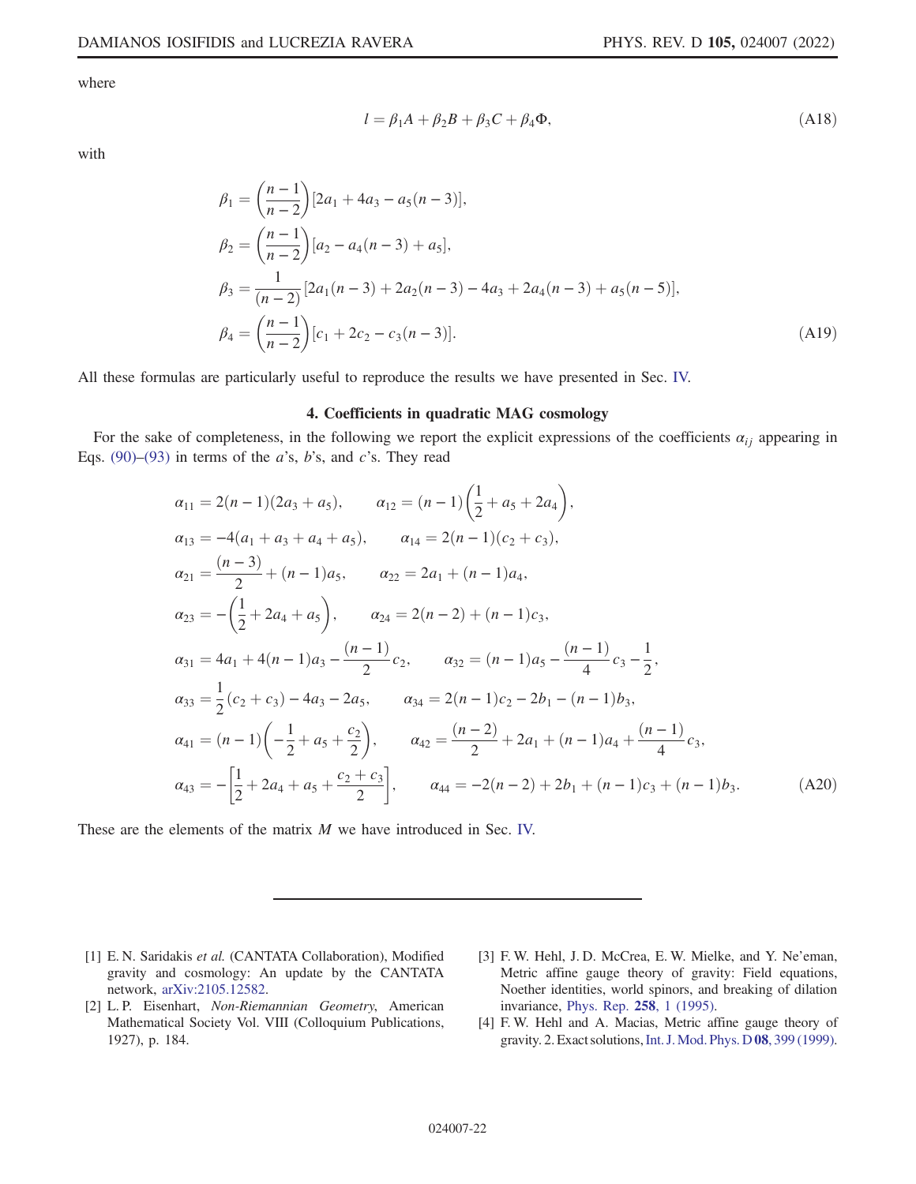where

$$
l = \beta_1 A + \beta_2 B + \beta_3 C + \beta_4 \Phi, \tag{A18}
$$

with

$$
\begin{aligned}
\beta_1 &= \left(\frac{n-1}{n-2}\right)[2a_1 + 4a_3 - a_5(n-3)], \\
\beta_2 &= \left(\frac{n-1}{n-2}\right)[a_2 - a_4(n-3) + a_5], \\
\beta_3 &= \frac{1}{(n-2)}[2a_1(n-3) + 2a_2(n-3) - 4a_3 + 2a_4(n-3) + a_5(n-5)], \\
\beta_4 &= \left(\frac{n-1}{n-2}\right)[c_1 + 2c_2 - c_3(n-3)].
\end{aligned} \tag{A19}
$$

All these formulas are particularly useful to reproduce the results we have presented in Sec. IV.

### 4. Coefficients in quadratic MAG cosmology

For the sake of completeness, in the following we report the explicit expressions of the coefficients $\alpha_{ij}$ appearing in Eqs. (90)–(93) in terms of the $a$'s, $b$'s, and $c$'s. They read

$$
\begin{aligned}
&\alpha_{11} = 2(n-1)(2a_3 + a_5), \qquad \alpha_{12} = (n-1)\left(\frac{1}{2} + a_5 + 2a_4\right), \\
&\alpha_{13} = -4(a_1 + a_3 + a_4 + a_5), \qquad \alpha_{14} = 2(n-1)(c_2 + c_3), \\
&\alpha_{21} = \frac{(n-3)}{2} + (n-1)a_5, \qquad \alpha_{22} = 2a_1 + (n-1)a_4, \\
&\alpha_{23} = -\left(\frac{1}{2} + 2a_4 + a_5\right), \qquad \alpha_{24} = 2(n-2) + (n-1)c_3, \\
&\alpha_{31} = 4a_1 + 4(n-1)a_3 - \frac{(n-1)}{2}c_2, \qquad \alpha_{32} = (n-1)a_5 - \frac{(n-1)}{4}c_3 - \frac{1}{2}, \\
&\alpha_{33} = \frac{1}{2}(c_2 + c_3) - 4a_3 - 2a_5, \qquad \alpha_{34} = 2(n-1)c_2 - 2b_1 - (n-1)b_3, \\
&\alpha_{41} = (n-1)\left(-\frac{1}{2} + a_5 + \frac{c_2}{2}\right), \qquad \alpha_{42} = \frac{(n-2)}{2} + 2a_1 + (n-1)a_4 + \frac{(n-1)}{4}c_3, \\
&\alpha_{43} = -\left[\frac{1}{2} + 2a_4 + a_5 + \frac{c_2 + c_3}{2}\right], \qquad \alpha_{44} = -2(n-2) + 2b_1 + (n-1)c_3 + (n-1)b_3.
\end{aligned} \tag{A20}
$$

These are the elements of the matrix $M$ we have introduced in Sec. IV.

---

[1] E. N. Saridakis *et al.* (CANTATA Collaboration), Modified gravity and cosmology: An update by the CANTATA network, arXiv:2105.12582.

[2] L. P. Eisenhart, *Non-Riemannian Geometry*, American Mathematical Society Vol. VIII (Colloquium Publications, 1927), p. 184.

[3] F. W. Hehl, J. D. McCrea, E. W. Mielke, and Y. Ne'eman, Metric affine gauge theory of gravity: Field equations, Noether identities, world spinors, and breaking of dilation invariance, Phys. Rep. **258**, 1 (1995).

[4] F. W. Hehl and A. Macias, Metric affine gauge theory of gravity. 2. Exact solutions, Int. J. Mod. Phys. D **08**, 399 (1999).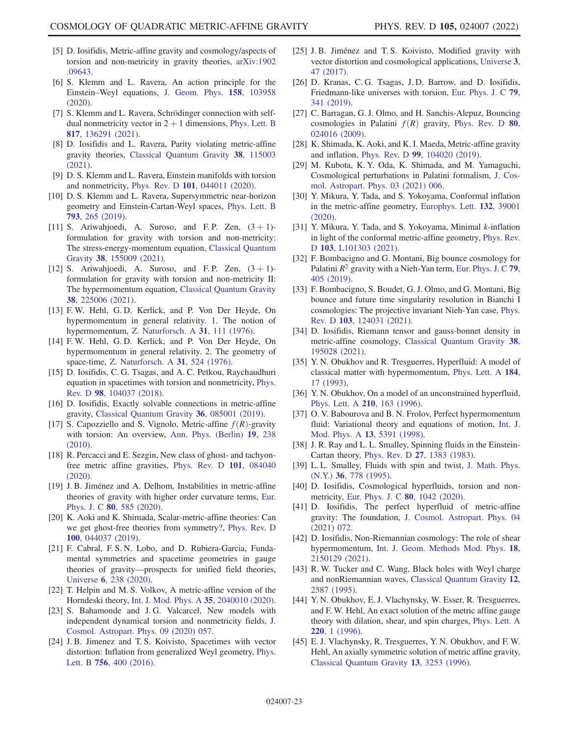[5] D. Iosifidis, Metric-affine gravity and cosmology/aspects of torsion and non-metricity in gravity theories, arXiv:1902.09643.

[6] S. Klemm and L. Ravera, An action principle for the Einstein–Weyl equations, J. Geom. Phys. **158**, 103958 (2020).

[7] S. Klemm and L. Ravera, Schrödinger connection with self-dual nonmetricity vector in $2 + 1$ dimensions, Phys. Lett. B **817**, 136291 (2021).

[8] D. Iosifidis and L. Ravera, Parity violating metric-affine gravity theories, Classical Quantum Gravity **38**, 115003 (2021).

[9] D. S. Klemm and L. Ravera, Einstein manifolds with torsion and nonmetricity, Phys. Rev. D **101**, 044011 (2020).

[10] D. S. Klemm and L. Ravera, Supersymmetric near-horizon geometry and Einstein-Cartan-Weyl spaces, Phys. Lett. B **793**, 265 (2019).

[11] S. Ariwahjoedi, A. Suroso, and F. P. Zen, $(3+1)$-formulation for gravity with torsion and non-metricity: The stress-energy-momentum equation, Classical Quantum Gravity **38**, 155009 (2021).

[12] S. Ariwahjoedi, A. Suroso, and F. P. Zen, $(3+1)$-formulation for gravity with torsion and non-metricity II: The hypermomentum equation, Classical Quantum Gravity **38**, 225006 (2021).

[13] F. W. Hehl, G. D. Kerlick, and P. Von Der Heyde, On hypermomentum in general relativity. 1. The notion of hypermomentum, Z. Naturforsch. A **31**, 111 (1976).

[14] F. W. Hehl, G. D. Kerlick, and P. Von Der Heyde, On hypermomentum in general relativity. 2. The geometry of space-time, Z. Naturforsch. A **31**, 524 (1976).

[15] D. Iosifidis, C. G. Tsagas, and A. C. Petkou, Raychaudhuri equation in spacetimes with torsion and nonmetricity, Phys. Rev. D **98**, 104037 (2018).

[16] D. Iosifidis, Exactly solvable connections in metric-affine gravity, Classical Quantum Gravity **36**, 085001 (2019).

[17] S. Capozziello and S. Vignolo, Metric-affine $f(R)$-gravity with torsion: An overview, Ann. Phys. (Berlin) **19**, 238 (2010).

[18] R. Percacci and E. Sezgin, New class of ghost- and tachyon-free metric affine gravities, Phys. Rev. D **101**, 084040 (2020).

[19] J. B. Jiménez and A. Delhom, Instabilities in metric-affine theories of gravity with higher order curvature terms, Eur. Phys. J. C **80**, 585 (2020).

[20] K. Aoki and K. Shimada, Scalar-metric-affine theories: Can we get ghost-free theories from symmetry?, Phys. Rev. D **100**, 044037 (2019).

[21] F. Cabral, F. S. N. Lobo, and D. Rubiera-Garcia, Fundamental symmetries and spacetime geometries in gauge theories of gravity—prospects for unified field theories, Universe **6**, 238 (2020).

[22] T. Helpin and M. S. Volkov, A metric-affine version of the Horndeski theory, Int. J. Mod. Phys. A **35**, 2040010 (2020).

[23] S. Bahamonde and J. G. Valcarcel, New models with independent dynamical torsion and nonmetricity fields, J. Cosmol. Astropart. Phys. 09 (2020) 057.

[24] J. B. Jimenez and T. S. Koivisto, Spacetimes with vector distortion: Inflation from generalized Weyl geometry, Phys. Lett. B **756**, 400 (2016).

[25] J. B. Jiménez and T. S. Koivisto, Modified gravity with vector distortion and cosmological applications, Universe **3**, 47 (2017).

[26] D. Kranas, C. G. Tsagas, J. D. Barrow, and D. Iosifidis, Friedmann-like universes with torsion, Eur. Phys. J. C **79**, 341 (2019).

[27] C. Barragan, G. J. Olmo, and H. Sanchis-Alepuz, Bouncing cosmologies in Palatini $f(R)$ gravity, Phys. Rev. D **80**, 024016 (2009).

[28] K. Shimada, K. Aoki, and K. I. Maeda, Metric-affine gravity and inflation, Phys. Rev. D **99**, 104020 (2019).

[29] M. Kubota, K. Y. Oda, K. Shimada, and M. Yamaguchi, Cosmological perturbations in Palatini formalism, J. Cosmol. Astropart. Phys. 03 (2021) 006.

[30] Y. Mikura, Y. Tada, and S. Yokoyama, Conformal inflation in the metric-affine geometry, Europhys. Lett. **132**, 39001 (2020).

[31] Y. Mikura, Y. Tada, and S. Yokoyama, Minimal $k$-inflation in light of the conformal metric-affine geometry, Phys. Rev. D **103**, L101303 (2021).

[32] F. Bombacigno and G. Montani, Big bounce cosmology for Palatini $R^2$ gravity with a Nieh-Yan term, Eur. Phys. J. C **79**, 405 (2019).

[33] F. Bombacigno, S. Boudet, G. J. Olmo, and G. Montani, Big bounce and future time singularity resolution in Bianchi I cosmologies: The projective invariant Nieh-Yan case, Phys. Rev. D **103**, 124031 (2021).

[34] D. Iosifidis, Riemann tensor and gauss-bonnet density in metric-affine cosmology, Classical Quantum Gravity **38**, 195028 (2021).

[35] Y. N. Obukhov and R. Tresguerres, Hyperfluid: A model of classical matter with hypermomentum, Phys. Lett. A **184**, 17 (1993).

[36] Y. N. Obukhov, On a model of an unconstrained hyperfluid, Phys. Lett. A **210**, 163 (1996).

[37] O. V. Babourova and B. N. Frolov, Perfect hypermomentum fluid: Variational theory and equations of motion, Int. J. Mod. Phys. A **13**, 5391 (1998).

[38] J. R. Ray and L. L. Smalley, Spinning fluids in the Einstein-Cartan theory, Phys. Rev. D **27**, 1383 (1983).

[39] L. L. Smalley, Fluids with spin and twist, J. Math. Phys. (N.Y.) **36**, 778 (1995).

[40] D. Iosifidis, Cosmological hyperfluids, torsion and non-metricity, Eur. Phys. J. C **80**, 1042 (2020).

[41] D. Iosifidis, The perfect hyperfluid of metric-affine gravity: The foundation, J. Cosmol. Astropart. Phys. 04 (2021) 072.

[42] D. Iosifidis, Non-Riemannian cosmology: The role of shear hypermomentum, Int. J. Geom. Methods Mod. Phys. **18**, 2150129 (2021).

[43] R. W. Tucker and C. Wang, Black holes with Weyl charge and nonRiemannian waves, Classical Quantum Gravity **12**, 2587 (1995).

[44] Y. N. Obukhov, E. J. Vlachynsky, W. Esser, R. Tresguerres, and F. W. Hehl, An exact solution of the metric affine gauge theory with dilation, shear, and spin charges, Phys. Lett. A **220**, 1 (1996).

[45] E. J. Vlachynsky, R. Tresguerres, Y. N. Obukhov, and F. W. Hehl, An axially symmetric solution of metric affine gravity, Classical Quantum Gravity **13**, 3253 (1996).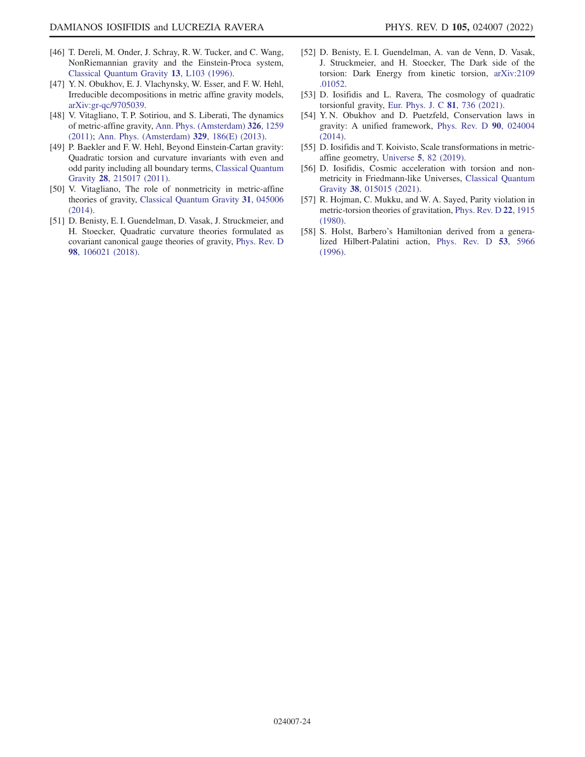[46] T. Dereli, M. Onder, J. Schray, R. W. Tucker, and C. Wang, NonRiemannian gravity and the Einstein-Proca system, Classical Quantum Gravity **13**, L103 (1996).

[47] Y. N. Obukhov, E. J. Vlachynsky, W. Esser, and F. W. Hehl, Irreducible decompositions in metric affine gravity models, arXiv:gr-qc/9705039.

[48] V. Vitagliano, T. P. Sotiriou, and S. Liberati, The dynamics of metric-affine gravity, Ann. Phys. (Amsterdam) **326**, 1259 (2011); Ann. Phys. (Amsterdam) **329**, 186(E) (2013).

[49] P. Baekler and F. W. Hehl, Beyond Einstein-Cartan gravity: Quadratic torsion and curvature invariants with even and odd parity including all boundary terms, Classical Quantum Gravity **28**, 215017 (2011).

[50] V. Vitagliano, The role of nonmetricity in metric-affine theories of gravity, Classical Quantum Gravity **31**, 045006 (2014).

[51] D. Benisty, E. I. Guendelman, D. Vasak, J. Struckmeier, and H. Stoecker, Quadratic curvature theories formulated as covariant canonical gauge theories of gravity, Phys. Rev. D **98**, 106021 (2018).

[52] D. Benisty, E. I. Guendelman, A. van de Venn, D. Vasak, J. Struckmeier, and H. Stoecker, The Dark side of the torsion: Dark Energy from kinetic torsion, arXiv:2109.01052.

[53] D. Iosifidis and L. Ravera, The cosmology of quadratic torsionful gravity, Eur. Phys. J. C **81**, 736 (2021).

[54] Y. N. Obukhov and D. Puetzfeld, Conservation laws in gravity: A unified framework, Phys. Rev. D **90**, 024004 (2014).

[55] D. Iosifidis and T. Koivisto, Scale transformations in metric-affine geometry, Universe **5**, 82 (2019).

[56] D. Iosifidis, Cosmic acceleration with torsion and non-metricity in Friedmann-like Universes, Classical Quantum Gravity **38**, 015015 (2021).

[57] R. Hojman, C. Mukku, and W. A. Sayed, Parity violation in metric-torsion theories of gravitation, Phys. Rev. D **22**, 1915 (1980).

[58] S. Holst, Barbero's Hamiltonian derived from a generalized Hilbert-Palatini action, Phys. Rev. D **53**, 5966 (1996).